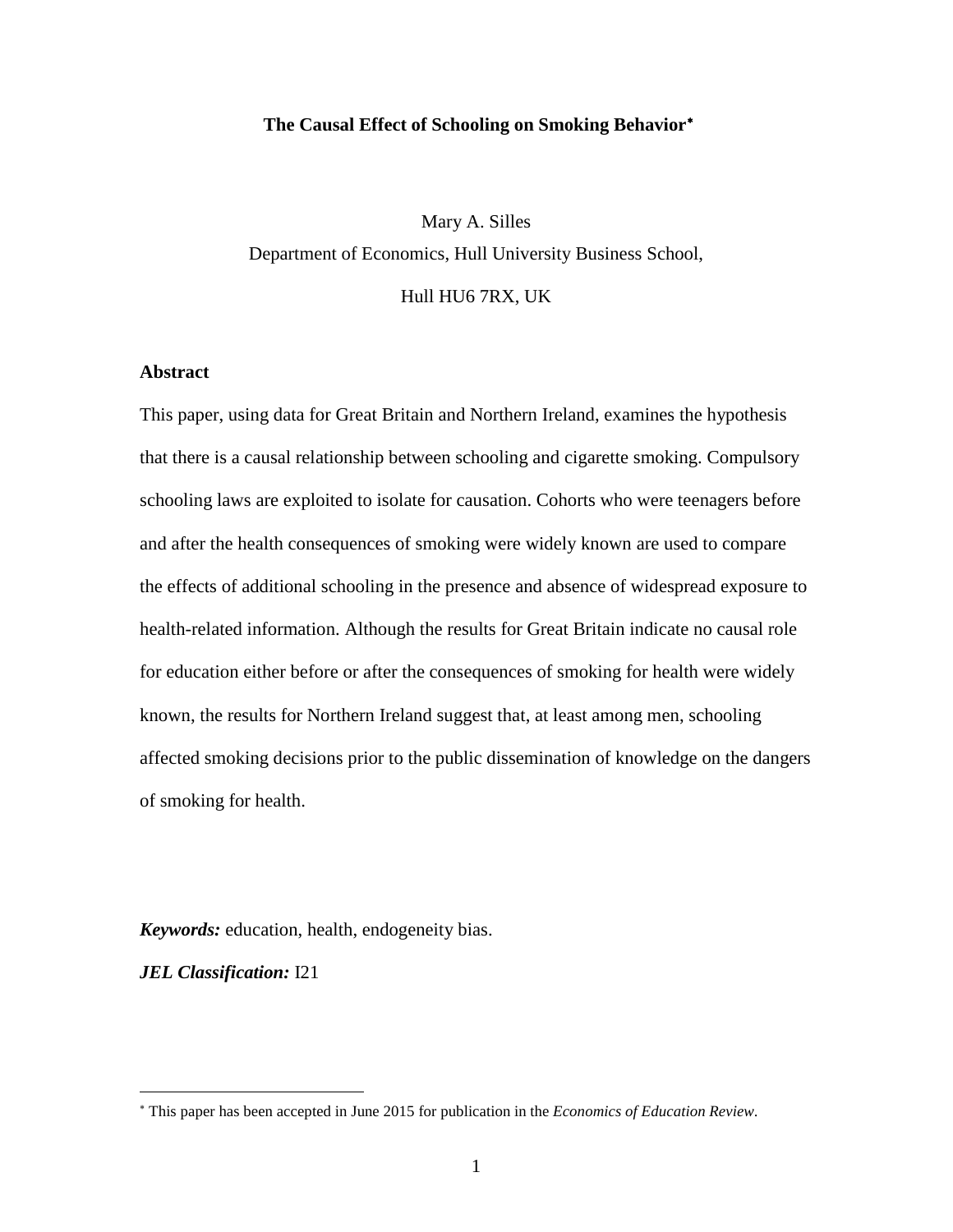# The Causal Effect of Schooling on Smoking Behavior[*]

Mary A. Silles

Department of Economics, Hull University Business School,

Hull HU6 7RX, UK

## Abstract

This paper, using data for Great Britain and Northern Ireland, examines the hypothesis that there is a causal relationship between schooling and cigarette smoking. Compulsory schooling laws are exploited to isolate for causation. Cohorts who were teenagers before and after the health consequences of smoking were widely known are used to compare the effects of additional schooling in the presence and absence of widespread exposure to health-related information. Although the results for Great Britain indicate no causal role for education either before or after the consequences of smoking for health were widely known, the results for Northern Ireland suggest that, at least among men, schooling affected smoking decisions prior to the public dissemination of knowledge on the dangers of smoking for health.

***Keywords:*** education, health, endogeneity bias.

***JEL Classification:*** I21

---

[*] This paper has been accepted in June 2015 for publication in the *Economics of Education Review*.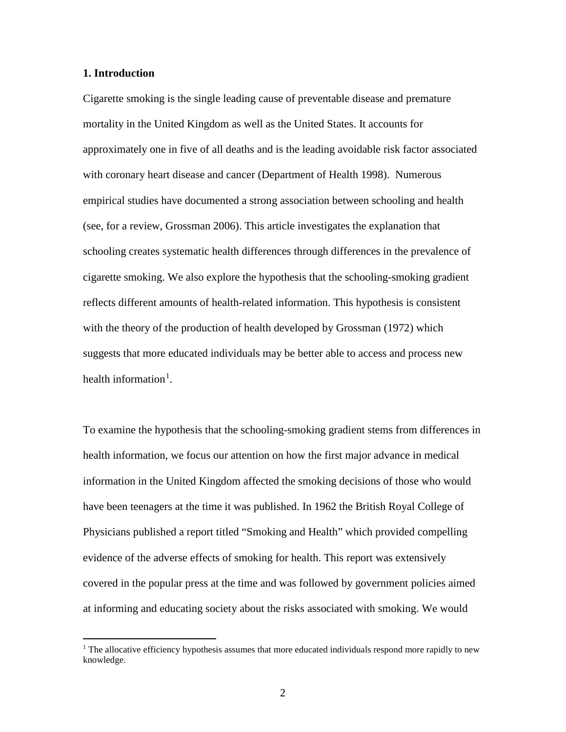## 1. Introduction

Cigarette smoking is the single leading cause of preventable disease and premature mortality in the United Kingdom as well as the United States. It accounts for approximately one in five of all deaths and is the leading avoidable risk factor associated with coronary heart disease and cancer (Department of Health 1998). Numerous empirical studies have documented a strong association between schooling and health (see, for a review, Grossman 2006). This article investigates the explanation that schooling creates systematic health differences through differences in the prevalence of cigarette smoking. We also explore the hypothesis that the schooling-smoking gradient reflects different amounts of health-related information. This hypothesis is consistent with the theory of the production of health developed by Grossman (1972) which suggests that more educated individuals may be better able to access and process new health information[1].

To examine the hypothesis that the schooling-smoking gradient stems from differences in health information, we focus our attention on how the first major advance in medical information in the United Kingdom affected the smoking decisions of those who would have been teenagers at the time it was published. In 1962 the British Royal College of Physicians published a report titled "Smoking and Health" which provided compelling evidence of the adverse effects of smoking for health. This report was extensively covered in the popular press at the time and was followed by government policies aimed at informing and educating society about the risks associated with smoking. We would

[1] The allocative efficiency hypothesis assumes that more educated individuals respond more rapidly to new knowledge.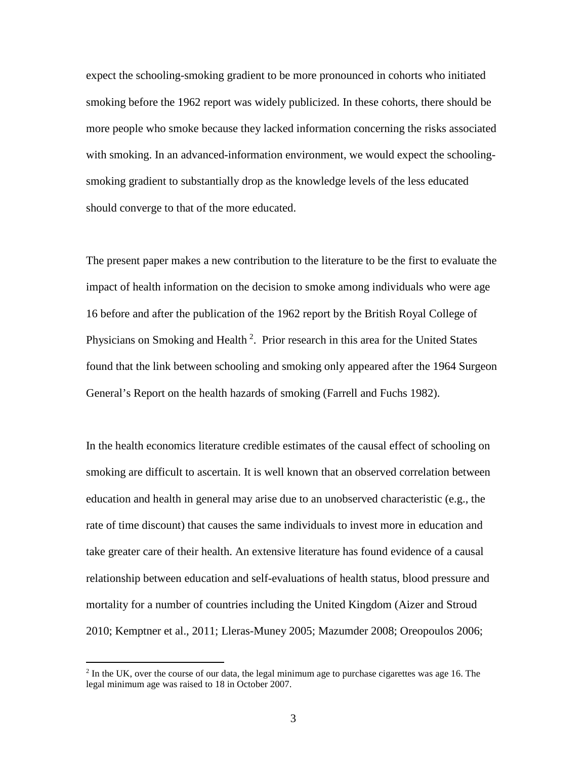expect the schooling-smoking gradient to be more pronounced in cohorts who initiated smoking before the 1962 report was widely publicized. In these cohorts, there should be more people who smoke because they lacked information concerning the risks associated with smoking. In an advanced-information environment, we would expect the schooling-smoking gradient to substantially drop as the knowledge levels of the less educated should converge to that of the more educated.

The present paper makes a new contribution to the literature to be the first to evaluate the impact of health information on the decision to smoke among individuals who were age 16 before and after the publication of the 1962 report by the British Royal College of Physicians on Smoking and Health [2]. Prior research in this area for the United States found that the link between schooling and smoking only appeared after the 1964 Surgeon General's Report on the health hazards of smoking (Farrell and Fuchs 1982).

In the health economics literature credible estimates of the causal effect of schooling on smoking are difficult to ascertain. It is well known that an observed correlation between education and health in general may arise due to an unobserved characteristic (e.g., the rate of time discount) that causes the same individuals to invest more in education and take greater care of their health. An extensive literature has found evidence of a causal relationship between education and self-evaluations of health status, blood pressure and mortality for a number of countries including the United Kingdom (Aizer and Stroud 2010; Kemptner et al., 2011; Lleras-Muney 2005; Mazumder 2008; Oreopoulos 2006;

[2] In the UK, over the course of our data, the legal minimum age to purchase cigarettes was age 16. The legal minimum age was raised to 18 in October 2007.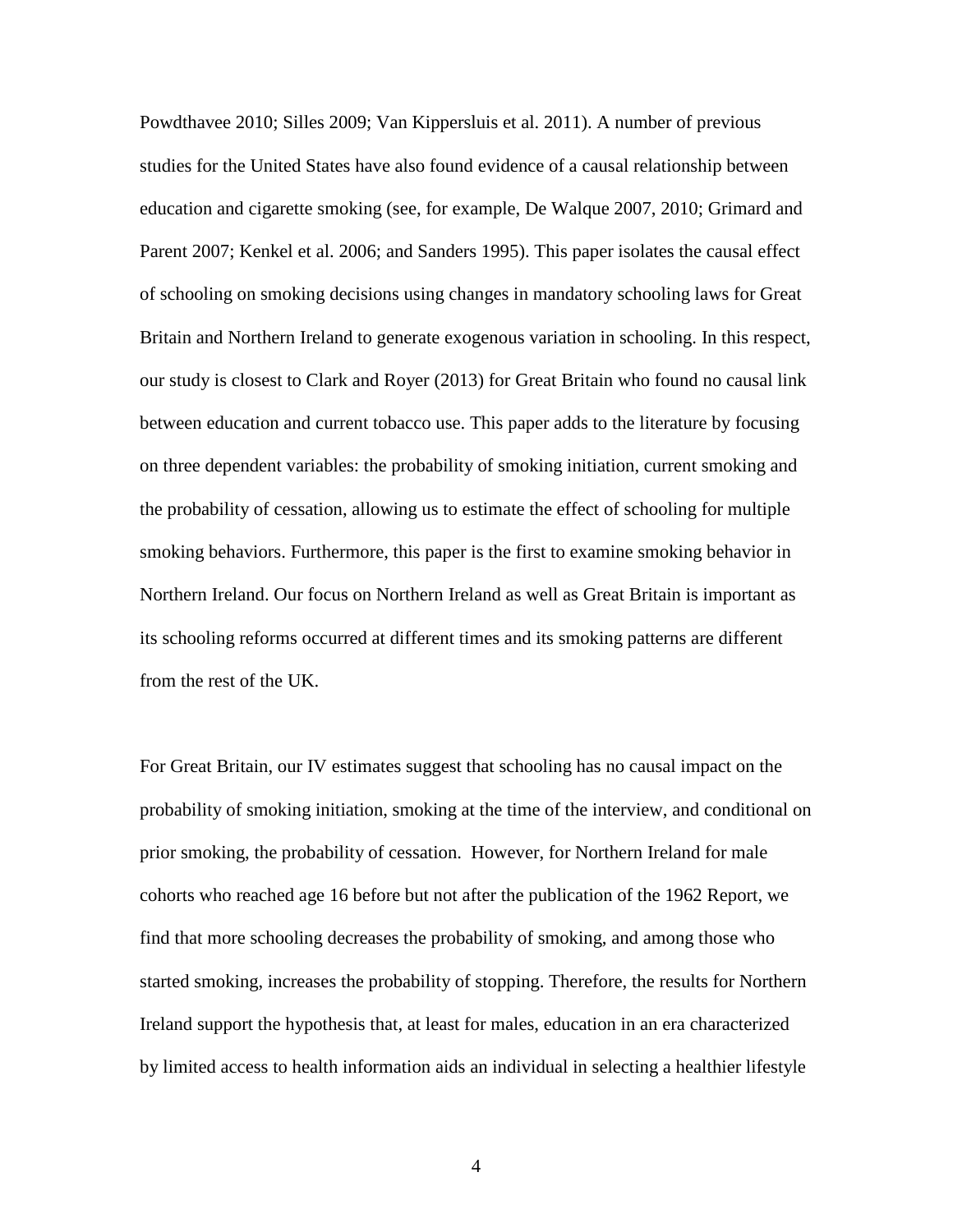Powdthavee 2010; Silles 2009; Van Kippersluis et al. 2011). A number of previous studies for the United States have also found evidence of a causal relationship between education and cigarette smoking (see, for example, De Walque 2007, 2010; Grimard and Parent 2007; Kenkel et al. 2006; and Sanders 1995). This paper isolates the causal effect of schooling on smoking decisions using changes in mandatory schooling laws for Great Britain and Northern Ireland to generate exogenous variation in schooling. In this respect, our study is closest to Clark and Royer (2013) for Great Britain who found no causal link between education and current tobacco use. This paper adds to the literature by focusing on three dependent variables: the probability of smoking initiation, current smoking and the probability of cessation, allowing us to estimate the effect of schooling for multiple smoking behaviors. Furthermore, this paper is the first to examine smoking behavior in Northern Ireland. Our focus on Northern Ireland as well as Great Britain is important as its schooling reforms occurred at different times and its smoking patterns are different from the rest of the UK.

For Great Britain, our IV estimates suggest that schooling has no causal impact on the probability of smoking initiation, smoking at the time of the interview, and conditional on prior smoking, the probability of cessation. However, for Northern Ireland for male cohorts who reached age 16 before but not after the publication of the 1962 Report, we find that more schooling decreases the probability of smoking, and among those who started smoking, increases the probability of stopping. Therefore, the results for Northern Ireland support the hypothesis that, at least for males, education in an era characterized by limited access to health information aids an individual in selecting a healthier lifestyle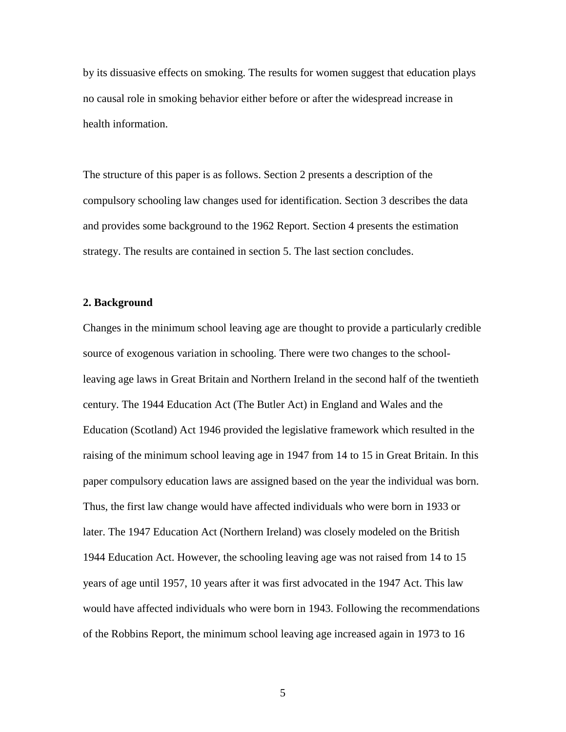by its dissuasive effects on smoking. The results for women suggest that education plays no causal role in smoking behavior either before or after the widespread increase in health information.

The structure of this paper is as follows. Section 2 presents a description of the compulsory schooling law changes used for identification. Section 3 describes the data and provides some background to the 1962 Report. Section 4 presents the estimation strategy. The results are contained in section 5. The last section concludes.

## 2. Background

Changes in the minimum school leaving age are thought to provide a particularly credible source of exogenous variation in schooling. There were two changes to the school-leaving age laws in Great Britain and Northern Ireland in the second half of the twentieth century. The 1944 Education Act (The Butler Act) in England and Wales and the Education (Scotland) Act 1946 provided the legislative framework which resulted in the raising of the minimum school leaving age in 1947 from 14 to 15 in Great Britain. In this paper compulsory education laws are assigned based on the year the individual was born. Thus, the first law change would have affected individuals who were born in 1933 or later. The 1947 Education Act (Northern Ireland) was closely modeled on the British 1944 Education Act. However, the schooling leaving age was not raised from 14 to 15 years of age until 1957, 10 years after it was first advocated in the 1947 Act. This law would have affected individuals who were born in 1943. Following the recommendations of the Robbins Report, the minimum school leaving age increased again in 1973 to 16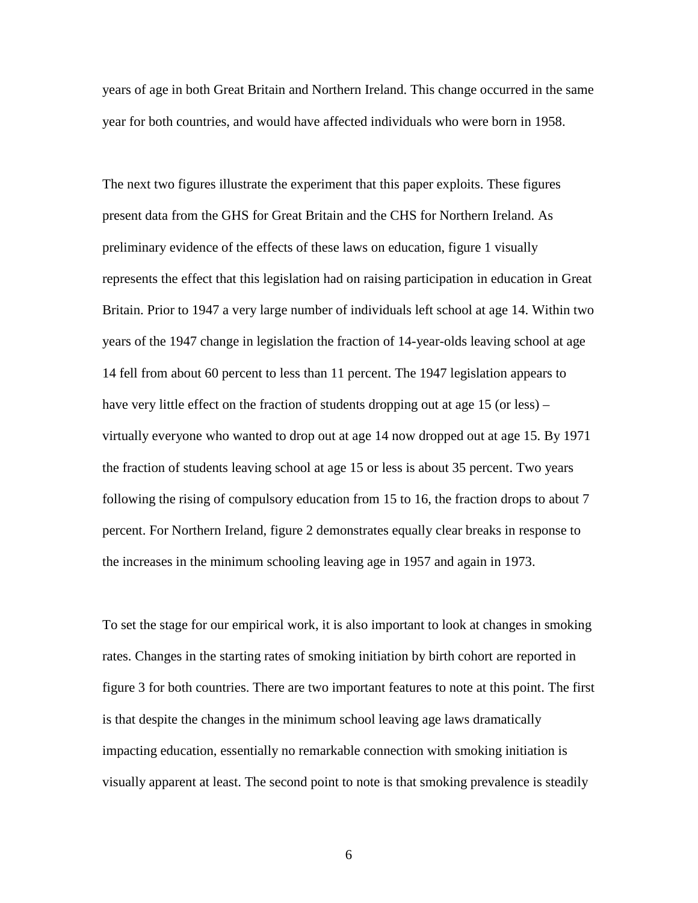years of age in both Great Britain and Northern Ireland. This change occurred in the same year for both countries, and would have affected individuals who were born in 1958.

The next two figures illustrate the experiment that this paper exploits. These figures present data from the GHS for Great Britain and the CHS for Northern Ireland. As preliminary evidence of the effects of these laws on education, figure 1 visually represents the effect that this legislation had on raising participation in education in Great Britain. Prior to 1947 a very large number of individuals left school at age 14. Within two years of the 1947 change in legislation the fraction of 14-year-olds leaving school at age 14 fell from about 60 percent to less than 11 percent. The 1947 legislation appears to have very little effect on the fraction of students dropping out at age 15 (or less) – virtually everyone who wanted to drop out at age 14 now dropped out at age 15. By 1971 the fraction of students leaving school at age 15 or less is about 35 percent. Two years following the rising of compulsory education from 15 to 16, the fraction drops to about 7 percent. For Northern Ireland, figure 2 demonstrates equally clear breaks in response to the increases in the minimum schooling leaving age in 1957 and again in 1973.

To set the stage for our empirical work, it is also important to look at changes in smoking rates. Changes in the starting rates of smoking initiation by birth cohort are reported in figure 3 for both countries. There are two important features to note at this point. The first is that despite the changes in the minimum school leaving age laws dramatically impacting education, essentially no remarkable connection with smoking initiation is visually apparent at least. The second point to note is that smoking prevalence is steadily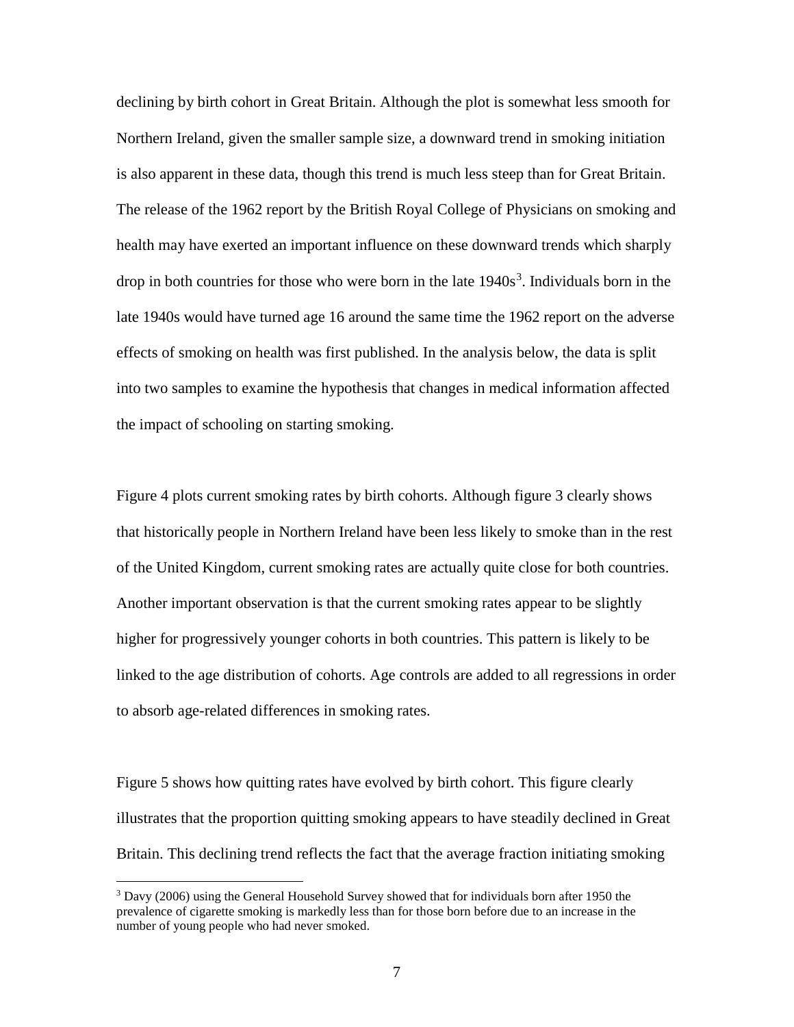declining by birth cohort in Great Britain. Although the plot is somewhat less smooth for Northern Ireland, given the smaller sample size, a downward trend in smoking initiation is also apparent in these data, though this trend is much less steep than for Great Britain. The release of the 1962 report by the British Royal College of Physicians on smoking and health may have exerted an important influence on these downward trends which sharply drop in both countries for those who were born in the late 1940s[3]. Individuals born in the late 1940s would have turned age 16 around the same time the 1962 report on the adverse effects of smoking on health was first published. In the analysis below, the data is split into two samples to examine the hypothesis that changes in medical information affected the impact of schooling on starting smoking.

Figure 4 plots current smoking rates by birth cohorts. Although figure 3 clearly shows that historically people in Northern Ireland have been less likely to smoke than in the rest of the United Kingdom, current smoking rates are actually quite close for both countries. Another important observation is that the current smoking rates appear to be slightly higher for progressively younger cohorts in both countries. This pattern is likely to be linked to the age distribution of cohorts. Age controls are added to all regressions in order to absorb age-related differences in smoking rates.

Figure 5 shows how quitting rates have evolved by birth cohort. This figure clearly illustrates that the proportion quitting smoking appears to have steadily declined in Great Britain. This declining trend reflects the fact that the average fraction initiating smoking

[3] Davy (2006) using the General Household Survey showed that for individuals born after 1950 the prevalence of cigarette smoking is markedly less than for those born before due to an increase in the number of young people who had never smoked.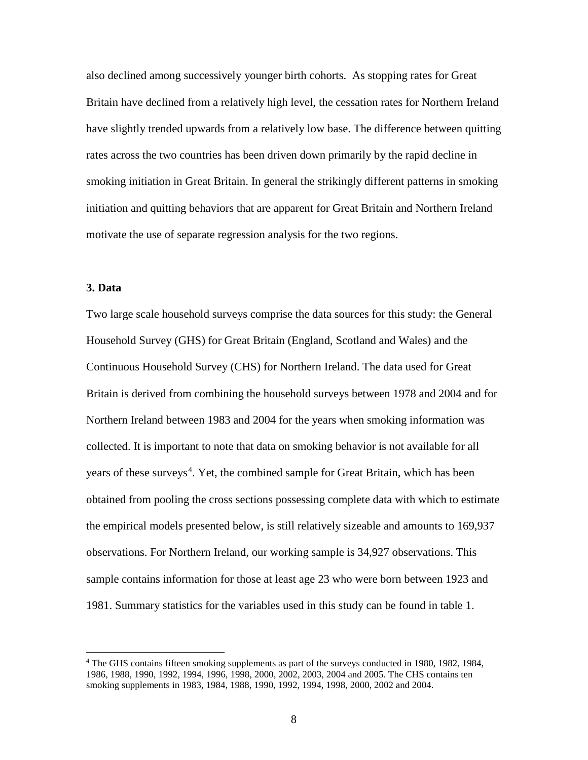also declined among successively younger birth cohorts. As stopping rates for Great Britain have declined from a relatively high level, the cessation rates for Northern Ireland have slightly trended upwards from a relatively low base. The difference between quitting rates across the two countries has been driven down primarily by the rapid decline in smoking initiation in Great Britain. In general the strikingly different patterns in smoking initiation and quitting behaviors that are apparent for Great Britain and Northern Ireland motivate the use of separate regression analysis for the two regions.

## 3. Data

Two large scale household surveys comprise the data sources for this study: the General Household Survey (GHS) for Great Britain (England, Scotland and Wales) and the Continuous Household Survey (CHS) for Northern Ireland. The data used for Great Britain is derived from combining the household surveys between 1978 and 2004 and for Northern Ireland between 1983 and 2004 for the years when smoking information was collected. It is important to note that data on smoking behavior is not available for all years of these surveys[4]. Yet, the combined sample for Great Britain, which has been obtained from pooling the cross sections possessing complete data with which to estimate the empirical models presented below, is still relatively sizeable and amounts to 169,937 observations. For Northern Ireland, our working sample is 34,927 observations. This sample contains information for those at least age 23 who were born between 1923 and 1981. Summary statistics for the variables used in this study can be found in table 1.

---

[4] The GHS contains fifteen smoking supplements as part of the surveys conducted in 1980, 1982, 1984, 1986, 1988, 1990, 1992, 1994, 1996, 1998, 2000, 2002, 2003, 2004 and 2005. The CHS contains ten smoking supplements in 1983, 1984, 1988, 1990, 1992, 1994, 1998, 2000, 2002 and 2004.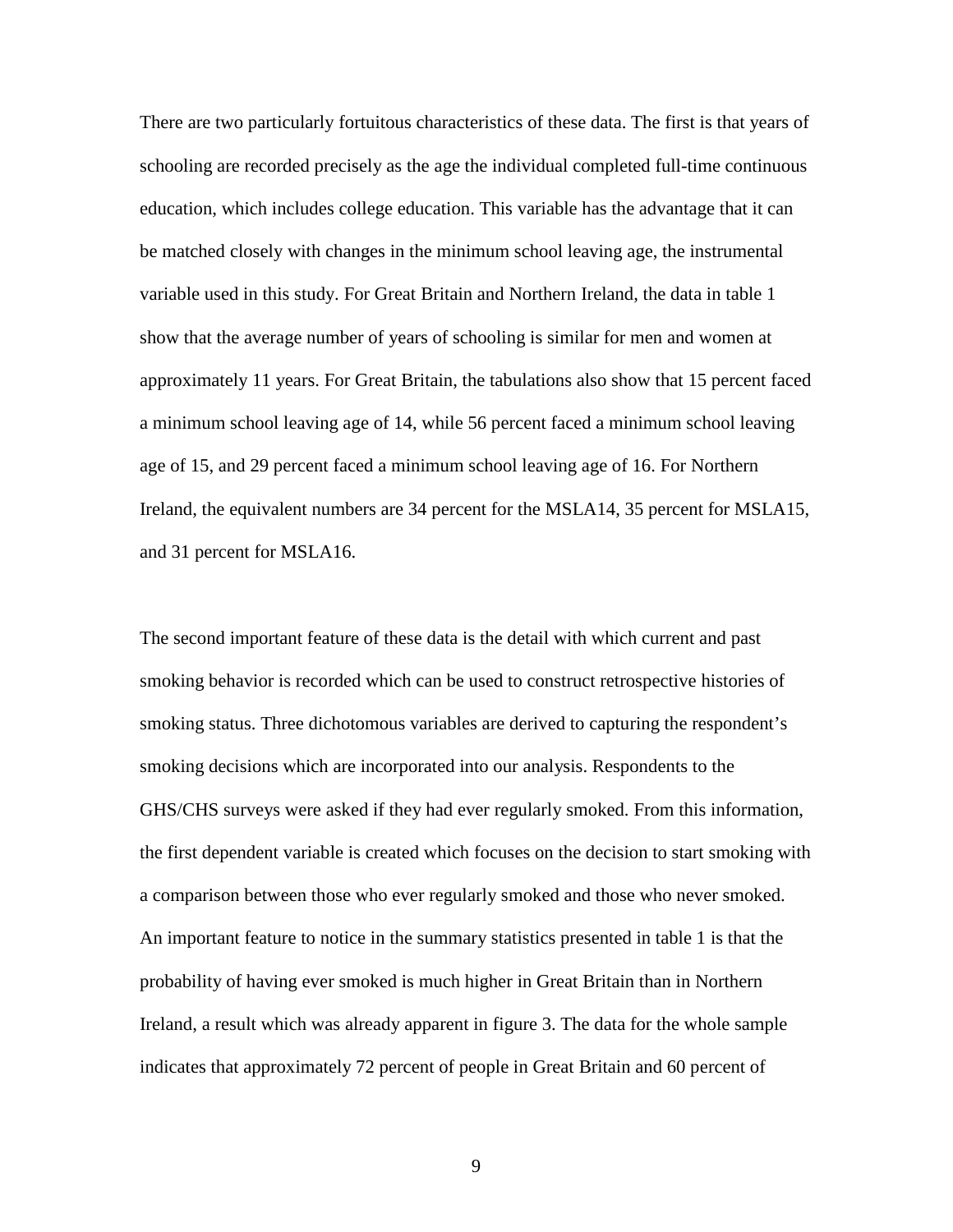There are two particularly fortuitous characteristics of these data. The first is that years of schooling are recorded precisely as the age the individual completed full-time continuous education, which includes college education. This variable has the advantage that it can be matched closely with changes in the minimum school leaving age, the instrumental variable used in this study. For Great Britain and Northern Ireland, the data in table 1 show that the average number of years of schooling is similar for men and women at approximately 11 years. For Great Britain, the tabulations also show that 15 percent faced a minimum school leaving age of 14, while 56 percent faced a minimum school leaving age of 15, and 29 percent faced a minimum school leaving age of 16. For Northern Ireland, the equivalent numbers are 34 percent for the MSLA14, 35 percent for MSLA15, and 31 percent for MSLA16.

The second important feature of these data is the detail with which current and past smoking behavior is recorded which can be used to construct retrospective histories of smoking status. Three dichotomous variables are derived to capturing the respondent's smoking decisions which are incorporated into our analysis. Respondents to the GHS/CHS surveys were asked if they had ever regularly smoked. From this information, the first dependent variable is created which focuses on the decision to start smoking with a comparison between those who ever regularly smoked and those who never smoked. An important feature to notice in the summary statistics presented in table 1 is that the probability of having ever smoked is much higher in Great Britain than in Northern Ireland, a result which was already apparent in figure 3. The data for the whole sample indicates that approximately 72 percent of people in Great Britain and 60 percent of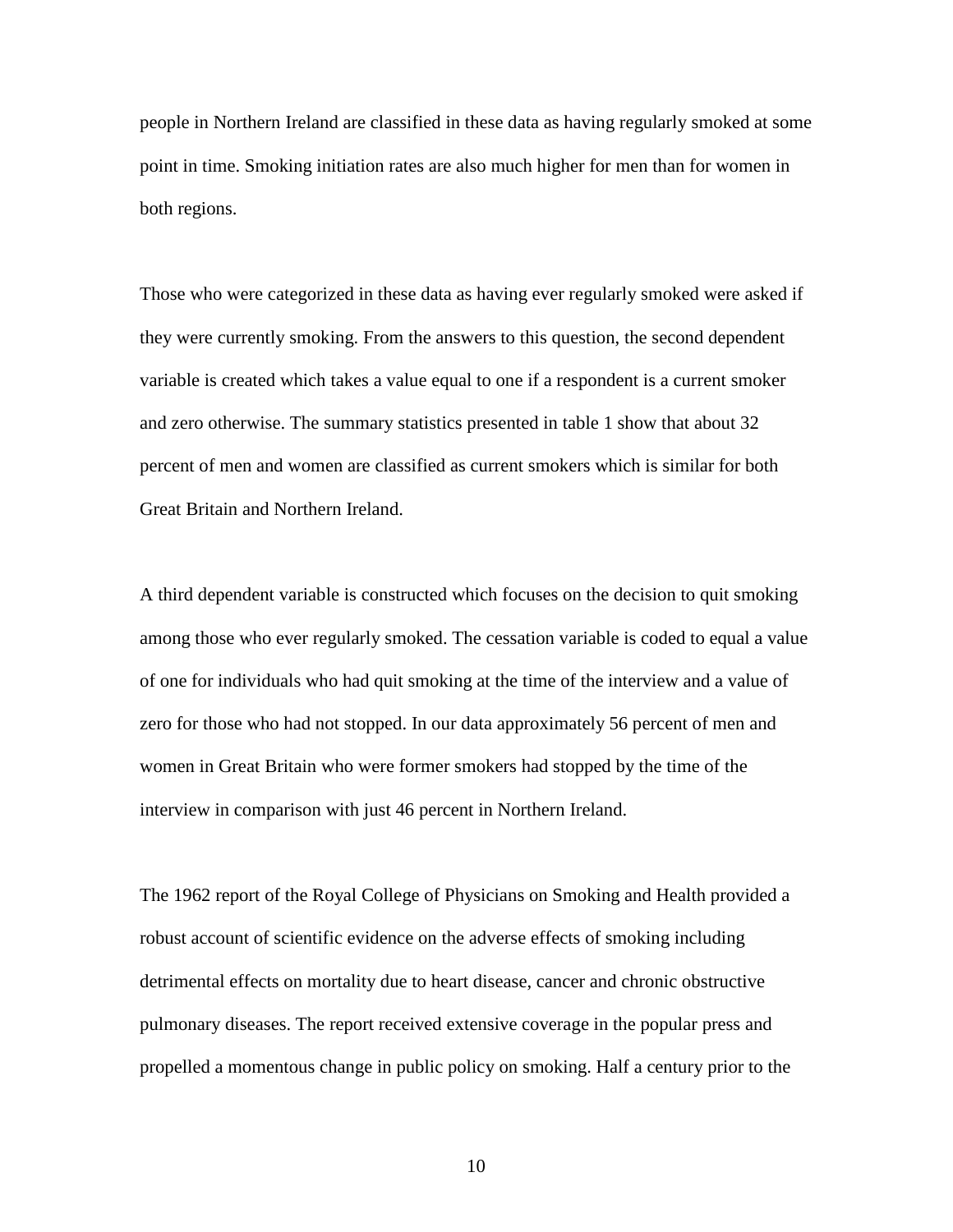people in Northern Ireland are classified in these data as having regularly smoked at some point in time. Smoking initiation rates are also much higher for men than for women in both regions.

Those who were categorized in these data as having ever regularly smoked were asked if they were currently smoking. From the answers to this question, the second dependent variable is created which takes a value equal to one if a respondent is a current smoker and zero otherwise. The summary statistics presented in table 1 show that about 32 percent of men and women are classified as current smokers which is similar for both Great Britain and Northern Ireland.

A third dependent variable is constructed which focuses on the decision to quit smoking among those who ever regularly smoked. The cessation variable is coded to equal a value of one for individuals who had quit smoking at the time of the interview and a value of zero for those who had not stopped. In our data approximately 56 percent of men and women in Great Britain who were former smokers had stopped by the time of the interview in comparison with just 46 percent in Northern Ireland.

The 1962 report of the Royal College of Physicians on Smoking and Health provided a robust account of scientific evidence on the adverse effects of smoking including detrimental effects on mortality due to heart disease, cancer and chronic obstructive pulmonary diseases. The report received extensive coverage in the popular press and propelled a momentous change in public policy on smoking. Half a century prior to the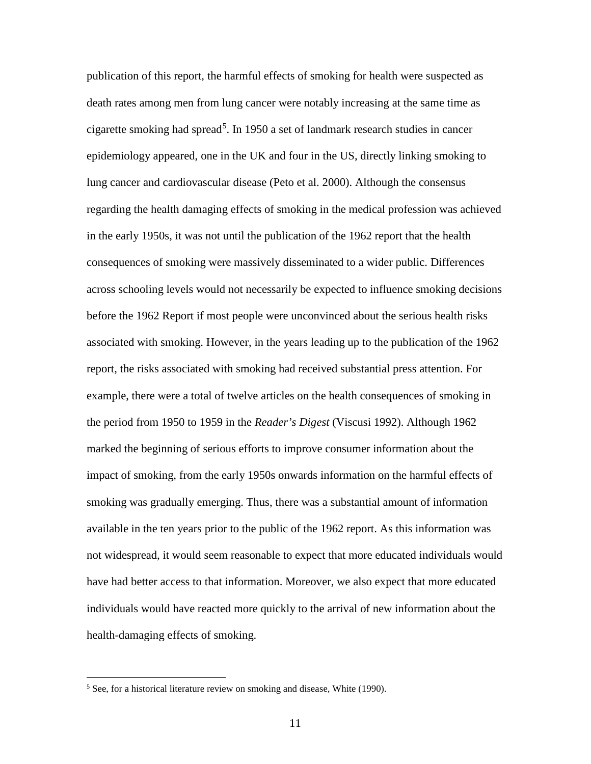publication of this report, the harmful effects of smoking for health were suspected as death rates among men from lung cancer were notably increasing at the same time as cigarette smoking had spread[5]. In 1950 a set of landmark research studies in cancer epidemiology appeared, one in the UK and four in the US, directly linking smoking to lung cancer and cardiovascular disease (Peto et al. 2000). Although the consensus regarding the health damaging effects of smoking in the medical profession was achieved in the early 1950s, it was not until the publication of the 1962 report that the health consequences of smoking were massively disseminated to a wider public. Differences across schooling levels would not necessarily be expected to influence smoking decisions before the 1962 Report if most people were unconvinced about the serious health risks associated with smoking. However, in the years leading up to the publication of the 1962 report, the risks associated with smoking had received substantial press attention. For example, there were a total of twelve articles on the health consequences of smoking in the period from 1950 to 1959 in the *Reader's Digest* (Viscusi 1992). Although 1962 marked the beginning of serious efforts to improve consumer information about the impact of smoking, from the early 1950s onwards information on the harmful effects of smoking was gradually emerging. Thus, there was a substantial amount of information available in the ten years prior to the public of the 1962 report. As this information was not widespread, it would seem reasonable to expect that more educated individuals would have had better access to that information. Moreover, we also expect that more educated individuals would have reacted more quickly to the arrival of new information about the health-damaging effects of smoking.

[5] See, for a historical literature review on smoking and disease, White (1990).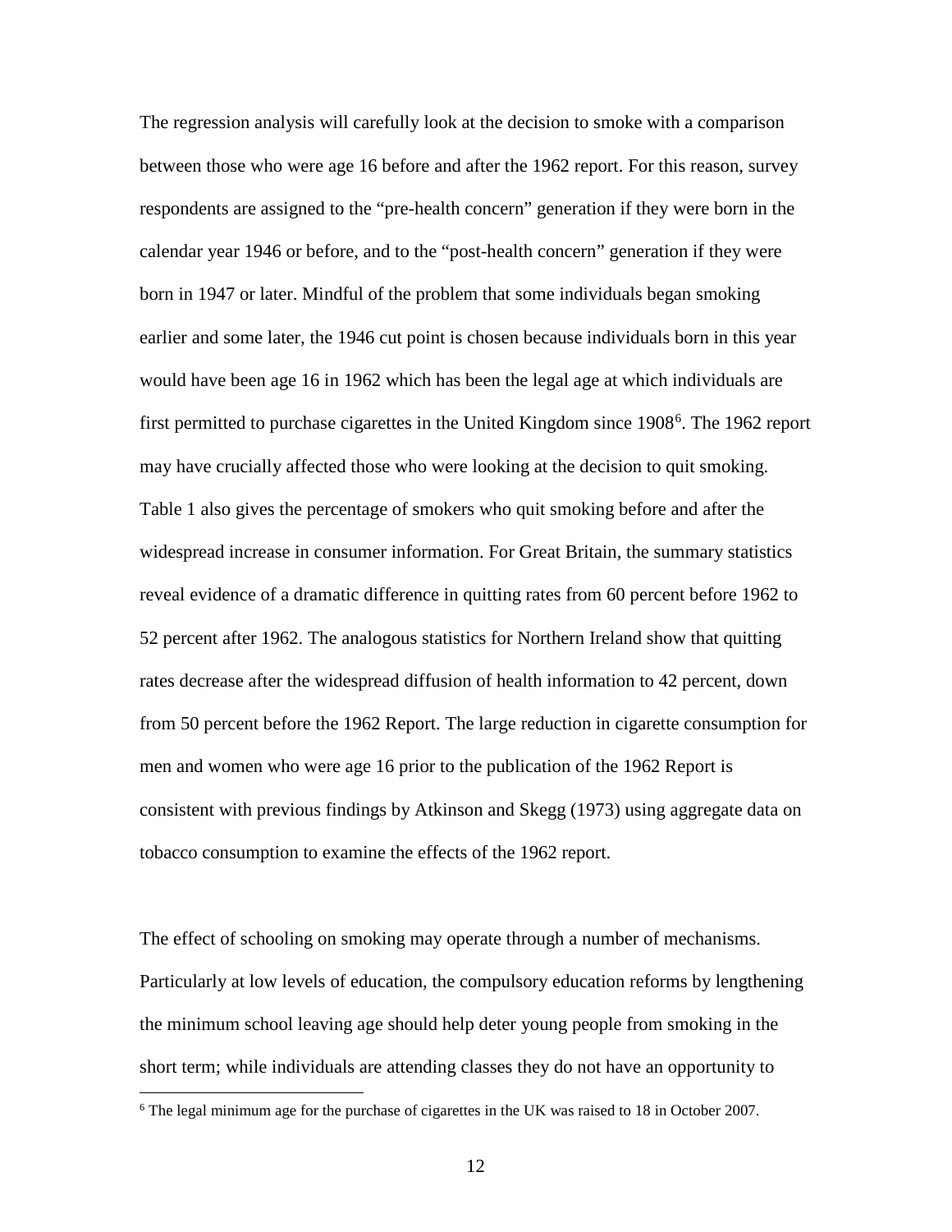The regression analysis will carefully look at the decision to smoke with a comparison between those who were age 16 before and after the 1962 report. For this reason, survey respondents are assigned to the "pre-health concern" generation if they were born in the calendar year 1946 or before, and to the "post-health concern" generation if they were born in 1947 or later. Mindful of the problem that some individuals began smoking earlier and some later, the 1946 cut point is chosen because individuals born in this year would have been age 16 in 1962 which has been the legal age at which individuals are first permitted to purchase cigarettes in the United Kingdom since 1908[6]. The 1962 report may have crucially affected those who were looking at the decision to quit smoking. Table 1 also gives the percentage of smokers who quit smoking before and after the widespread increase in consumer information. For Great Britain, the summary statistics reveal evidence of a dramatic difference in quitting rates from 60 percent before 1962 to 52 percent after 1962. The analogous statistics for Northern Ireland show that quitting rates decrease after the widespread diffusion of health information to 42 percent, down from 50 percent before the 1962 Report. The large reduction in cigarette consumption for men and women who were age 16 prior to the publication of the 1962 Report is consistent with previous findings by Atkinson and Skegg (1973) using aggregate data on tobacco consumption to examine the effects of the 1962 report.

The effect of schooling on smoking may operate through a number of mechanisms. Particularly at low levels of education, the compulsory education reforms by lengthening the minimum school leaving age should help deter young people from smoking in the short term; while individuals are attending classes they do not have an opportunity to

[6] The legal minimum age for the purchase of cigarettes in the UK was raised to 18 in October 2007.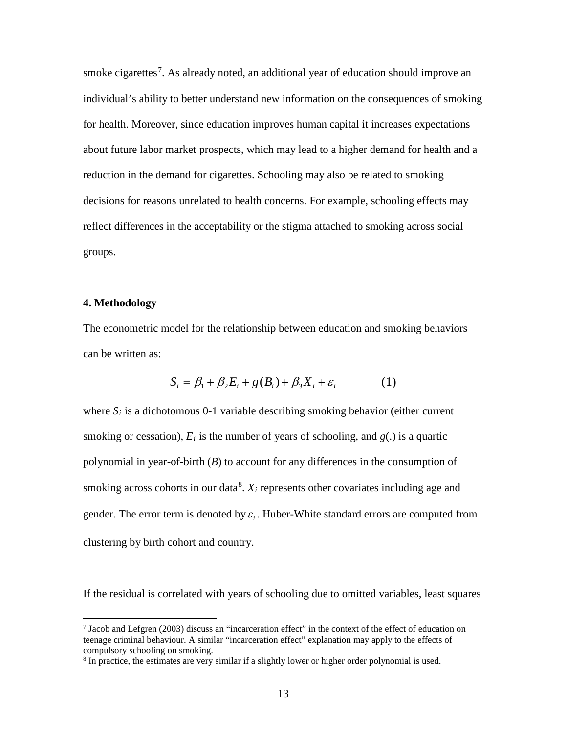smoke cigarettes[7]. As already noted, an additional year of education should improve an individual's ability to better understand new information on the consequences of smoking for health. Moreover, since education improves human capital it increases expectations about future labor market prospects, which may lead to a higher demand for health and a reduction in the demand for cigarettes. Schooling may also be related to smoking decisions for reasons unrelated to health concerns. For example, schooling effects may reflect differences in the acceptability or the stigma attached to smoking across social groups.

## 4. Methodology

The econometric model for the relationship between education and smoking behaviors can be written as:

$$S_i = \beta_1 + \beta_2 E_i + g(B_i) + \beta_3 X_i + \varepsilon_i \qquad (1)$$

where $S_i$ is a dichotomous 0-1 variable describing smoking behavior (either current smoking or cessation), $E_i$ is the number of years of schooling, and $g(.)$ is a quartic polynomial in year-of-birth ($B$) to account for any differences in the consumption of smoking across cohorts in our data[8]. $X_i$ represents other covariates including age and gender. The error term is denoted by $\varepsilon_i$. Huber-White standard errors are computed from clustering by birth cohort and country.

If the residual is correlated with years of schooling due to omitted variables, least squares

---

[7] Jacob and Lefgren (2003) discuss an "incarceration effect" in the context of the effect of education on teenage criminal behaviour. A similar "incarceration effect" explanation may apply to the effects of compulsory schooling on smoking.

[8] In practice, the estimates are very similar if a slightly lower or higher order polynomial is used.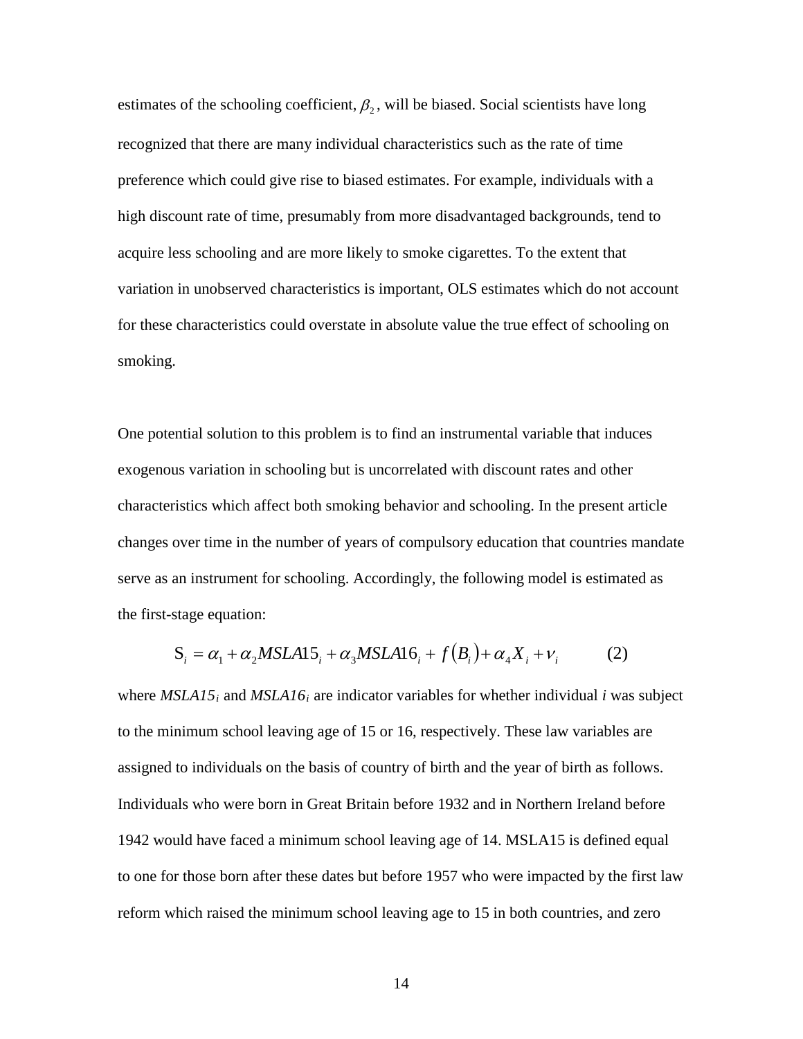estimates of the schooling coefficient, $\beta_2$, will be biased. Social scientists have long recognized that there are many individual characteristics such as the rate of time preference which could give rise to biased estimates. For example, individuals with a high discount rate of time, presumably from more disadvantaged backgrounds, tend to acquire less schooling and are more likely to smoke cigarettes. To the extent that variation in unobserved characteristics is important, OLS estimates which do not account for these characteristics could overstate in absolute value the true effect of schooling on smoking.

One potential solution to this problem is to find an instrumental variable that induces exogenous variation in schooling but is uncorrelated with discount rates and other characteristics which affect both smoking behavior and schooling. In the present article changes over time in the number of years of compulsory education that countries mandate serve as an instrument for schooling. Accordingly, the following model is estimated as the first-stage equation:

$$S_i = \alpha_1 + \alpha_2 MSLA15_i + \alpha_3 MSLA16_i + f(B_i) + \alpha_4 X_i + \nu_i \qquad (2)$$

where $MSLA15_i$ and $MSLA16_i$ are indicator variables for whether individual *i* was subject to the minimum school leaving age of 15 or 16, respectively. These law variables are assigned to individuals on the basis of country of birth and the year of birth as follows. Individuals who were born in Great Britain before 1932 and in Northern Ireland before 1942 would have faced a minimum school leaving age of 14. MSLA15 is defined equal to one for those born after these dates but before 1957 who were impacted by the first law reform which raised the minimum school leaving age to 15 in both countries, and zero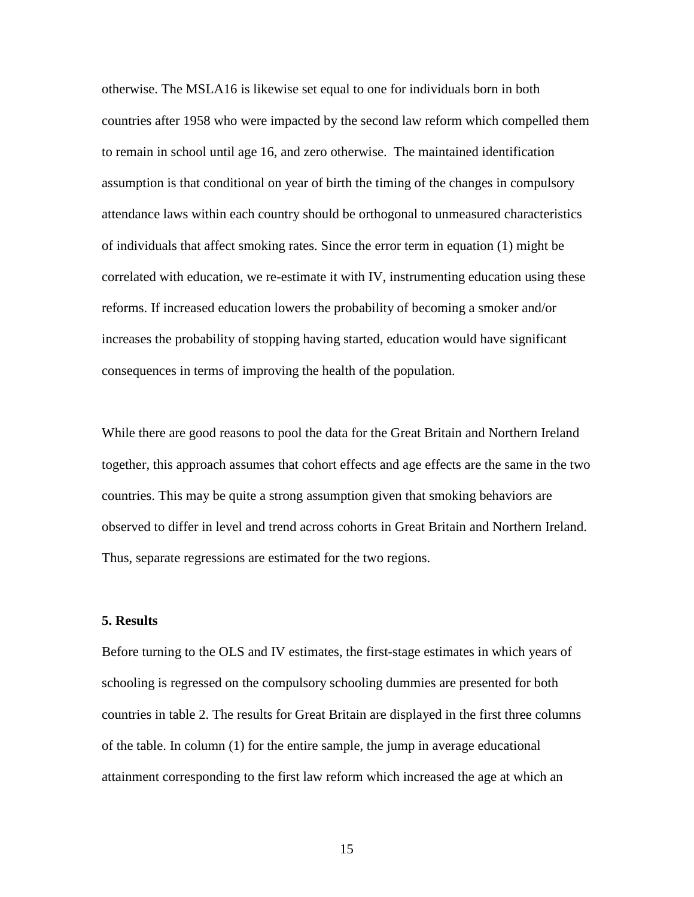otherwise. The MSLA16 is likewise set equal to one for individuals born in both countries after 1958 who were impacted by the second law reform which compelled them to remain in school until age 16, and zero otherwise. The maintained identification assumption is that conditional on year of birth the timing of the changes in compulsory attendance laws within each country should be orthogonal to unmeasured characteristics of individuals that affect smoking rates. Since the error term in equation (1) might be correlated with education, we re-estimate it with IV, instrumenting education using these reforms. If increased education lowers the probability of becoming a smoker and/or increases the probability of stopping having started, education would have significant consequences in terms of improving the health of the population.

While there are good reasons to pool the data for the Great Britain and Northern Ireland together, this approach assumes that cohort effects and age effects are the same in the two countries. This may be quite a strong assumption given that smoking behaviors are observed to differ in level and trend across cohorts in Great Britain and Northern Ireland. Thus, separate regressions are estimated for the two regions.

## 5. Results

Before turning to the OLS and IV estimates, the first-stage estimates in which years of schooling is regressed on the compulsory schooling dummies are presented for both countries in table 2. The results for Great Britain are displayed in the first three columns of the table. In column (1) for the entire sample, the jump in average educational attainment corresponding to the first law reform which increased the age at which an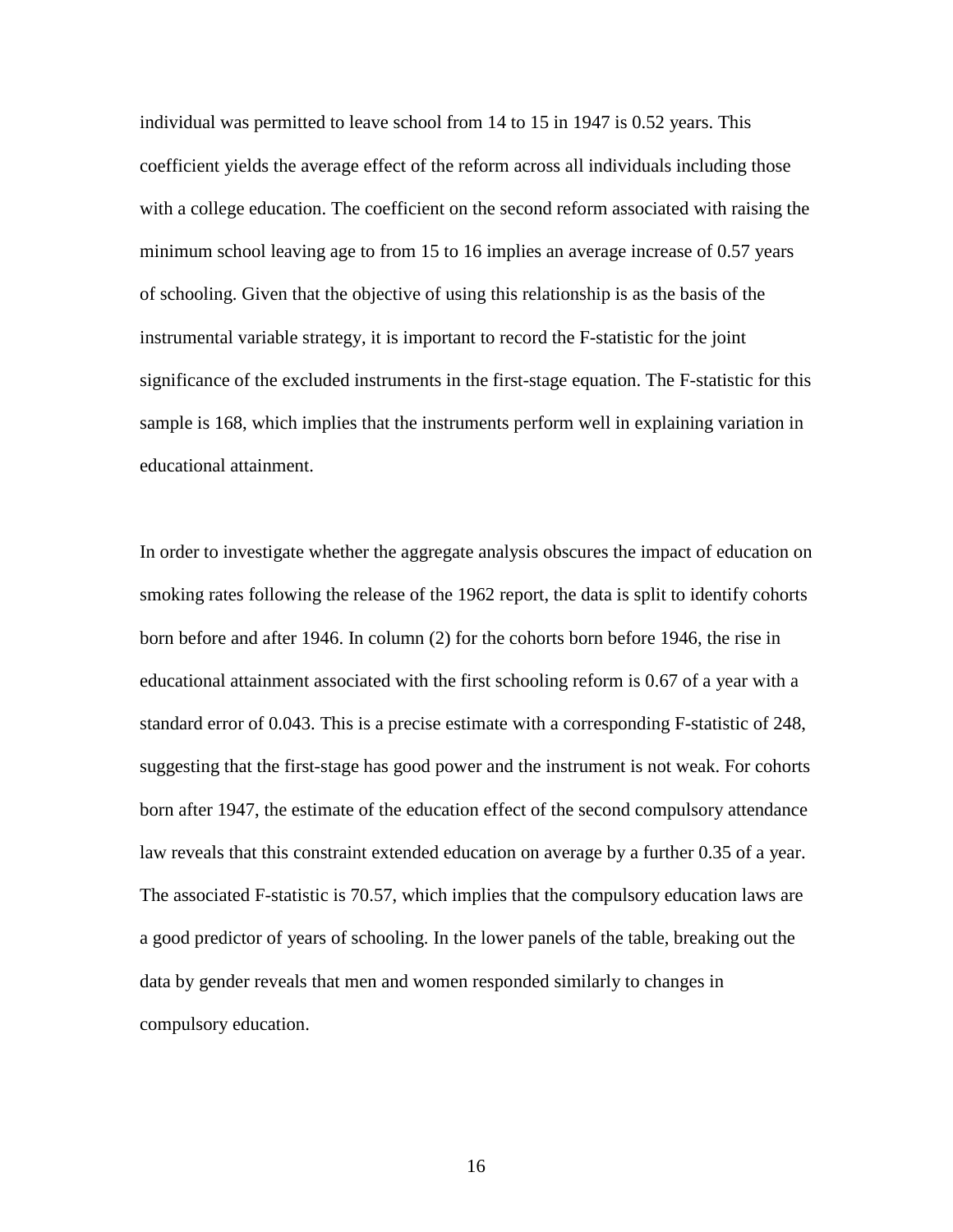individual was permitted to leave school from 14 to 15 in 1947 is 0.52 years. This coefficient yields the average effect of the reform across all individuals including those with a college education. The coefficient on the second reform associated with raising the minimum school leaving age to from 15 to 16 implies an average increase of 0.57 years of schooling. Given that the objective of using this relationship is as the basis of the instrumental variable strategy, it is important to record the F-statistic for the joint significance of the excluded instruments in the first-stage equation. The F-statistic for this sample is 168, which implies that the instruments perform well in explaining variation in educational attainment.

In order to investigate whether the aggregate analysis obscures the impact of education on smoking rates following the release of the 1962 report, the data is split to identify cohorts born before and after 1946. In column (2) for the cohorts born before 1946, the rise in educational attainment associated with the first schooling reform is 0.67 of a year with a standard error of 0.043. This is a precise estimate with a corresponding F-statistic of 248, suggesting that the first-stage has good power and the instrument is not weak. For cohorts born after 1947, the estimate of the education effect of the second compulsory attendance law reveals that this constraint extended education on average by a further 0.35 of a year. The associated F-statistic is 70.57, which implies that the compulsory education laws are a good predictor of years of schooling. In the lower panels of the table, breaking out the data by gender reveals that men and women responded similarly to changes in compulsory education.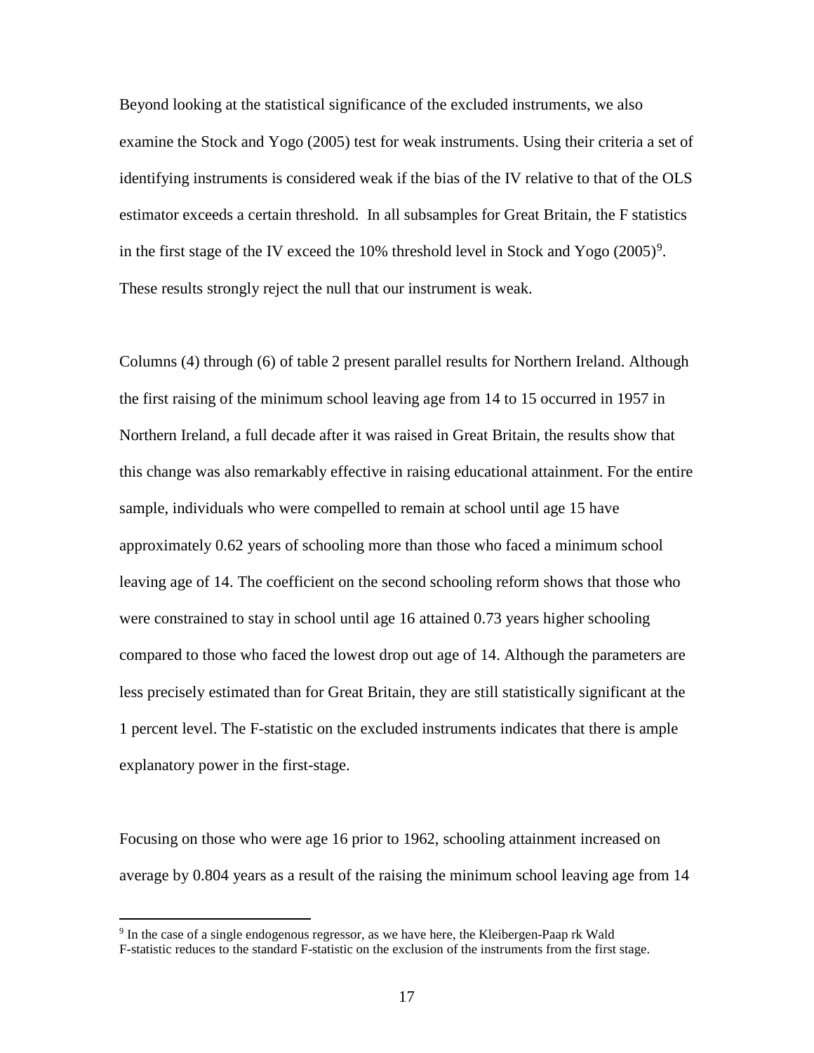Beyond looking at the statistical significance of the excluded instruments, we also examine the Stock and Yogo (2005) test for weak instruments. Using their criteria a set of identifying instruments is considered weak if the bias of the IV relative to that of the OLS estimator exceeds a certain threshold. In all subsamples for Great Britain, the F statistics in the first stage of the IV exceed the 10% threshold level in Stock and Yogo (2005)[9]. These results strongly reject the null that our instrument is weak.

Columns (4) through (6) of table 2 present parallel results for Northern Ireland. Although the first raising of the minimum school leaving age from 14 to 15 occurred in 1957 in Northern Ireland, a full decade after it was raised in Great Britain, the results show that this change was also remarkably effective in raising educational attainment. For the entire sample, individuals who were compelled to remain at school until age 15 have approximately 0.62 years of schooling more than those who faced a minimum school leaving age of 14. The coefficient on the second schooling reform shows that those who were constrained to stay in school until age 16 attained 0.73 years higher schooling compared to those who faced the lowest drop out age of 14. Although the parameters are less precisely estimated than for Great Britain, they are still statistically significant at the 1 percent level. The F-statistic on the excluded instruments indicates that there is ample explanatory power in the first-stage.

Focusing on those who were age 16 prior to 1962, schooling attainment increased on average by 0.804 years as a result of the raising the minimum school leaving age from 14

---

[9] In the case of a single endogenous regressor, as we have here, the Kleibergen-Paap rk Wald F-statistic reduces to the standard F-statistic on the exclusion of the instruments from the first stage.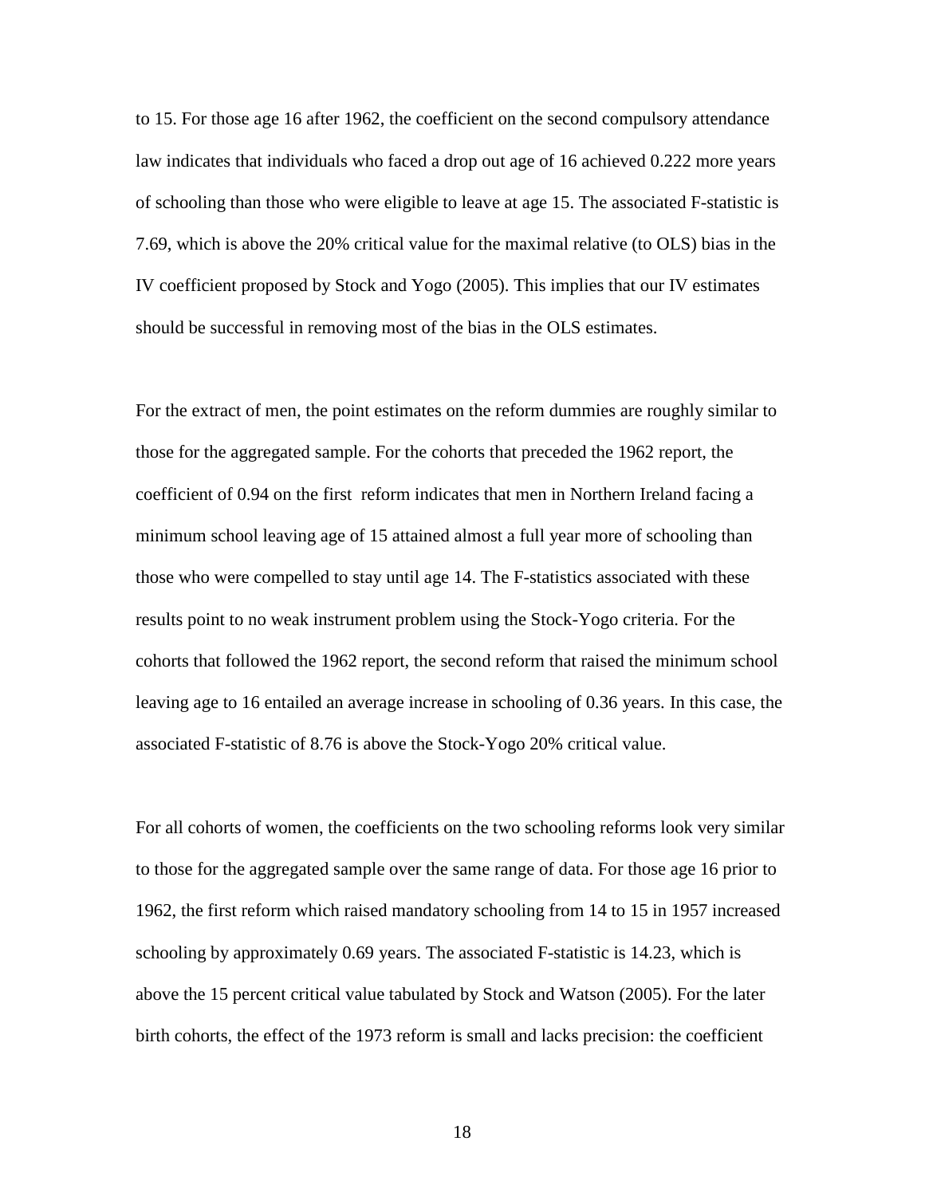to 15. For those age 16 after 1962, the coefficient on the second compulsory attendance law indicates that individuals who faced a drop out age of 16 achieved 0.222 more years of schooling than those who were eligible to leave at age 15. The associated F-statistic is 7.69, which is above the 20% critical value for the maximal relative (to OLS) bias in the IV coefficient proposed by Stock and Yogo (2005). This implies that our IV estimates should be successful in removing most of the bias in the OLS estimates.

For the extract of men, the point estimates on the reform dummies are roughly similar to those for the aggregated sample. For the cohorts that preceded the 1962 report, the coefficient of 0.94 on the first reform indicates that men in Northern Ireland facing a minimum school leaving age of 15 attained almost a full year more of schooling than those who were compelled to stay until age 14. The F-statistics associated with these results point to no weak instrument problem using the Stock-Yogo criteria. For the cohorts that followed the 1962 report, the second reform that raised the minimum school leaving age to 16 entailed an average increase in schooling of 0.36 years. In this case, the associated F-statistic of 8.76 is above the Stock-Yogo 20% critical value.

For all cohorts of women, the coefficients on the two schooling reforms look very similar to those for the aggregated sample over the same range of data. For those age 16 prior to 1962, the first reform which raised mandatory schooling from 14 to 15 in 1957 increased schooling by approximately 0.69 years. The associated F-statistic is 14.23, which is above the 15 percent critical value tabulated by Stock and Watson (2005). For the later birth cohorts, the effect of the 1973 reform is small and lacks precision: the coefficient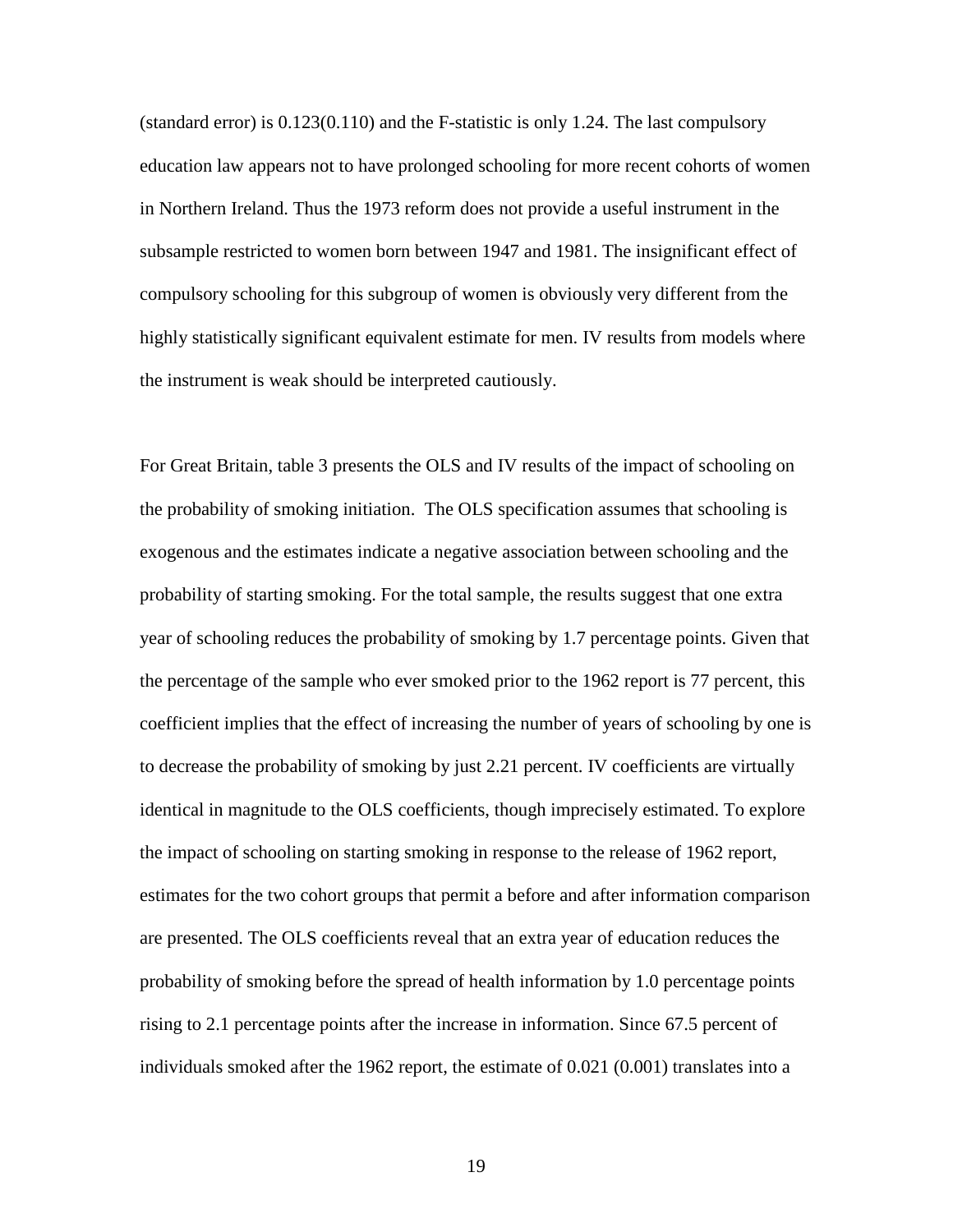(standard error) is 0.123(0.110) and the F-statistic is only 1.24. The last compulsory education law appears not to have prolonged schooling for more recent cohorts of women in Northern Ireland. Thus the 1973 reform does not provide a useful instrument in the subsample restricted to women born between 1947 and 1981. The insignificant effect of compulsory schooling for this subgroup of women is obviously very different from the highly statistically significant equivalent estimate for men. IV results from models where the instrument is weak should be interpreted cautiously.

For Great Britain, table 3 presents the OLS and IV results of the impact of schooling on the probability of smoking initiation. The OLS specification assumes that schooling is exogenous and the estimates indicate a negative association between schooling and the probability of starting smoking. For the total sample, the results suggest that one extra year of schooling reduces the probability of smoking by 1.7 percentage points. Given that the percentage of the sample who ever smoked prior to the 1962 report is 77 percent, this coefficient implies that the effect of increasing the number of years of schooling by one is to decrease the probability of smoking by just 2.21 percent. IV coefficients are virtually identical in magnitude to the OLS coefficients, though imprecisely estimated. To explore the impact of schooling on starting smoking in response to the release of 1962 report, estimates for the two cohort groups that permit a before and after information comparison are presented. The OLS coefficients reveal that an extra year of education reduces the probability of smoking before the spread of health information by 1.0 percentage points rising to 2.1 percentage points after the increase in information. Since 67.5 percent of individuals smoked after the 1962 report, the estimate of 0.021 (0.001) translates into a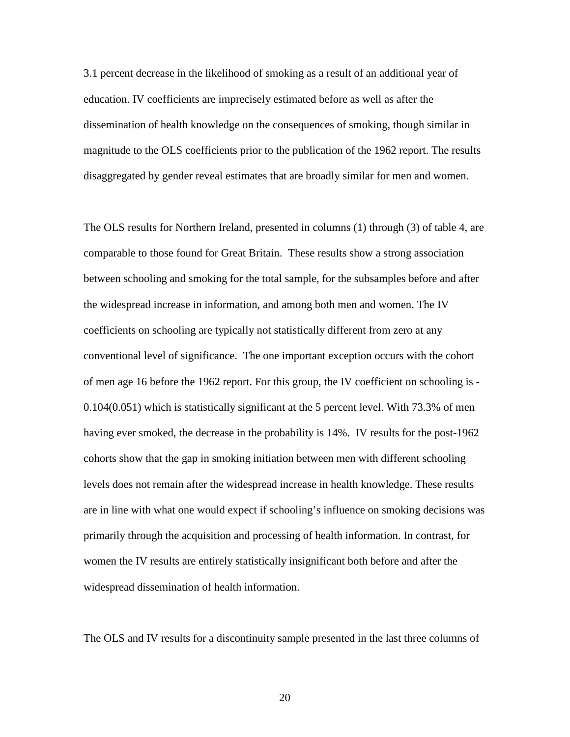3.1 percent decrease in the likelihood of smoking as a result of an additional year of education. IV coefficients are imprecisely estimated before as well as after the dissemination of health knowledge on the consequences of smoking, though similar in magnitude to the OLS coefficients prior to the publication of the 1962 report. The results disaggregated by gender reveal estimates that are broadly similar for men and women.

The OLS results for Northern Ireland, presented in columns (1) through (3) of table 4, are comparable to those found for Great Britain. These results show a strong association between schooling and smoking for the total sample, for the subsamples before and after the widespread increase in information, and among both men and women. The IV coefficients on schooling are typically not statistically different from zero at any conventional level of significance. The one important exception occurs with the cohort of men age 16 before the 1962 report. For this group, the IV coefficient on schooling is -0.104(0.051) which is statistically significant at the 5 percent level. With 73.3% of men having ever smoked, the decrease in the probability is 14%. IV results for the post-1962 cohorts show that the gap in smoking initiation between men with different schooling levels does not remain after the widespread increase in health knowledge. These results are in line with what one would expect if schooling's influence on smoking decisions was primarily through the acquisition and processing of health information. In contrast, for women the IV results are entirely statistically insignificant both before and after the widespread dissemination of health information.

The OLS and IV results for a discontinuity sample presented in the last three columns of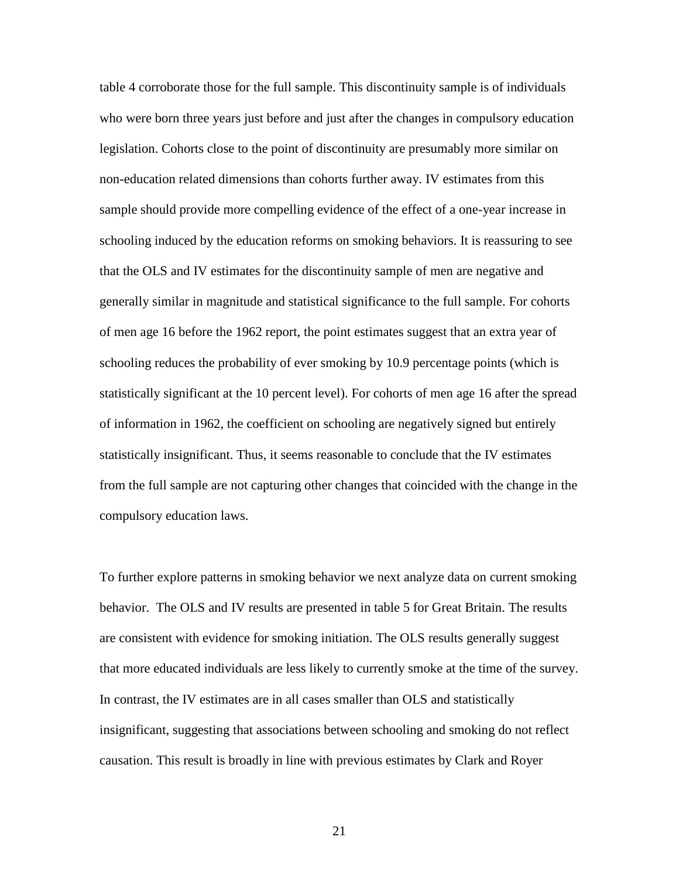table 4 corroborate those for the full sample. This discontinuity sample is of individuals who were born three years just before and just after the changes in compulsory education legislation. Cohorts close to the point of discontinuity are presumably more similar on non-education related dimensions than cohorts further away. IV estimates from this sample should provide more compelling evidence of the effect of a one-year increase in schooling induced by the education reforms on smoking behaviors. It is reassuring to see that the OLS and IV estimates for the discontinuity sample of men are negative and generally similar in magnitude and statistical significance to the full sample. For cohorts of men age 16 before the 1962 report, the point estimates suggest that an extra year of schooling reduces the probability of ever smoking by 10.9 percentage points (which is statistically significant at the 10 percent level). For cohorts of men age 16 after the spread of information in 1962, the coefficient on schooling are negatively signed but entirely statistically insignificant. Thus, it seems reasonable to conclude that the IV estimates from the full sample are not capturing other changes that coincided with the change in the compulsory education laws.

To further explore patterns in smoking behavior we next analyze data on current smoking behavior. The OLS and IV results are presented in table 5 for Great Britain. The results are consistent with evidence for smoking initiation. The OLS results generally suggest that more educated individuals are less likely to currently smoke at the time of the survey. In contrast, the IV estimates are in all cases smaller than OLS and statistically insignificant, suggesting that associations between schooling and smoking do not reflect causation. This result is broadly in line with previous estimates by Clark and Royer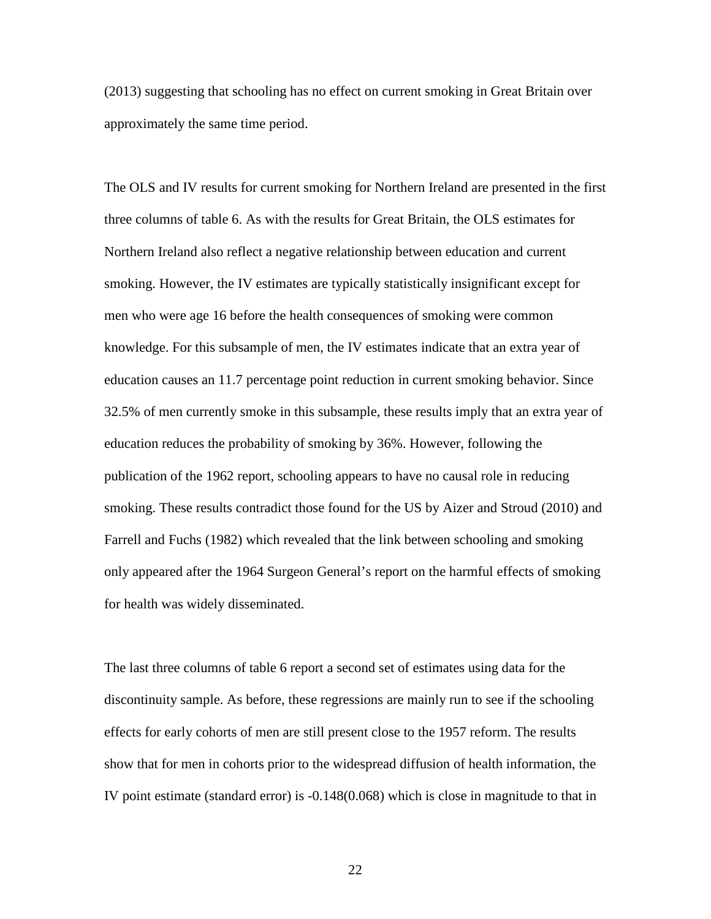(2013) suggesting that schooling has no effect on current smoking in Great Britain over approximately the same time period.

The OLS and IV results for current smoking for Northern Ireland are presented in the first three columns of table 6. As with the results for Great Britain, the OLS estimates for Northern Ireland also reflect a negative relationship between education and current smoking. However, the IV estimates are typically statistically insignificant except for men who were age 16 before the health consequences of smoking were common knowledge. For this subsample of men, the IV estimates indicate that an extra year of education causes an 11.7 percentage point reduction in current smoking behavior. Since 32.5% of men currently smoke in this subsample, these results imply that an extra year of education reduces the probability of smoking by 36%. However, following the publication of the 1962 report, schooling appears to have no causal role in reducing smoking. These results contradict those found for the US by Aizer and Stroud (2010) and Farrell and Fuchs (1982) which revealed that the link between schooling and smoking only appeared after the 1964 Surgeon General's report on the harmful effects of smoking for health was widely disseminated.

The last three columns of table 6 report a second set of estimates using data for the discontinuity sample. As before, these regressions are mainly run to see if the schooling effects for early cohorts of men are still present close to the 1957 reform. The results show that for men in cohorts prior to the widespread diffusion of health information, the IV point estimate (standard error) is -0.148(0.068) which is close in magnitude to that in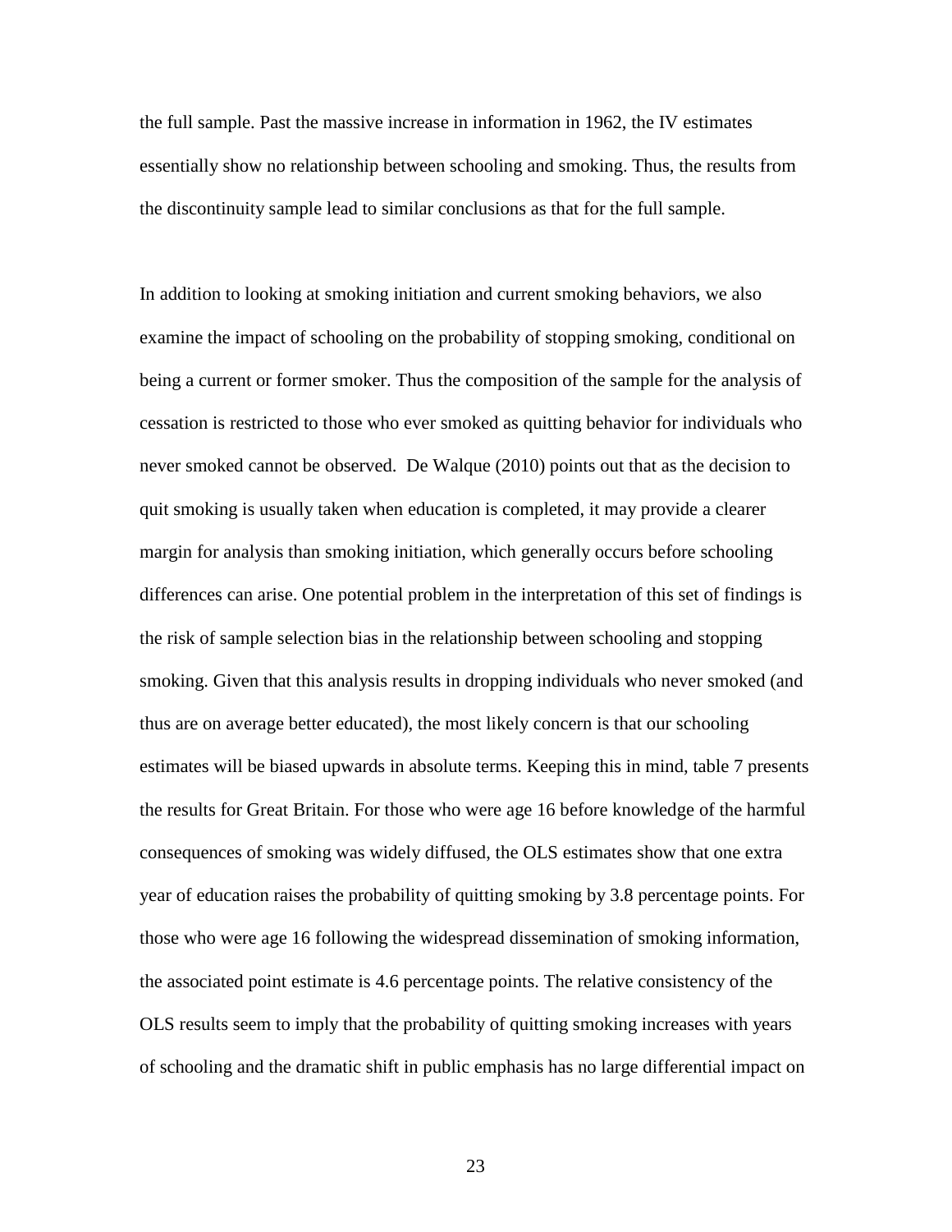the full sample. Past the massive increase in information in 1962, the IV estimates essentially show no relationship between schooling and smoking. Thus, the results from the discontinuity sample lead to similar conclusions as that for the full sample.

In addition to looking at smoking initiation and current smoking behaviors, we also examine the impact of schooling on the probability of stopping smoking, conditional on being a current or former smoker. Thus the composition of the sample for the analysis of cessation is restricted to those who ever smoked as quitting behavior for individuals who never smoked cannot be observed. De Walque (2010) points out that as the decision to quit smoking is usually taken when education is completed, it may provide a clearer margin for analysis than smoking initiation, which generally occurs before schooling differences can arise. One potential problem in the interpretation of this set of findings is the risk of sample selection bias in the relationship between schooling and stopping smoking. Given that this analysis results in dropping individuals who never smoked (and thus are on average better educated), the most likely concern is that our schooling estimates will be biased upwards in absolute terms. Keeping this in mind, table 7 presents the results for Great Britain. For those who were age 16 before knowledge of the harmful consequences of smoking was widely diffused, the OLS estimates show that one extra year of education raises the probability of quitting smoking by 3.8 percentage points. For those who were age 16 following the widespread dissemination of smoking information, the associated point estimate is 4.6 percentage points. The relative consistency of the OLS results seem to imply that the probability of quitting smoking increases with years of schooling and the dramatic shift in public emphasis has no large differential impact on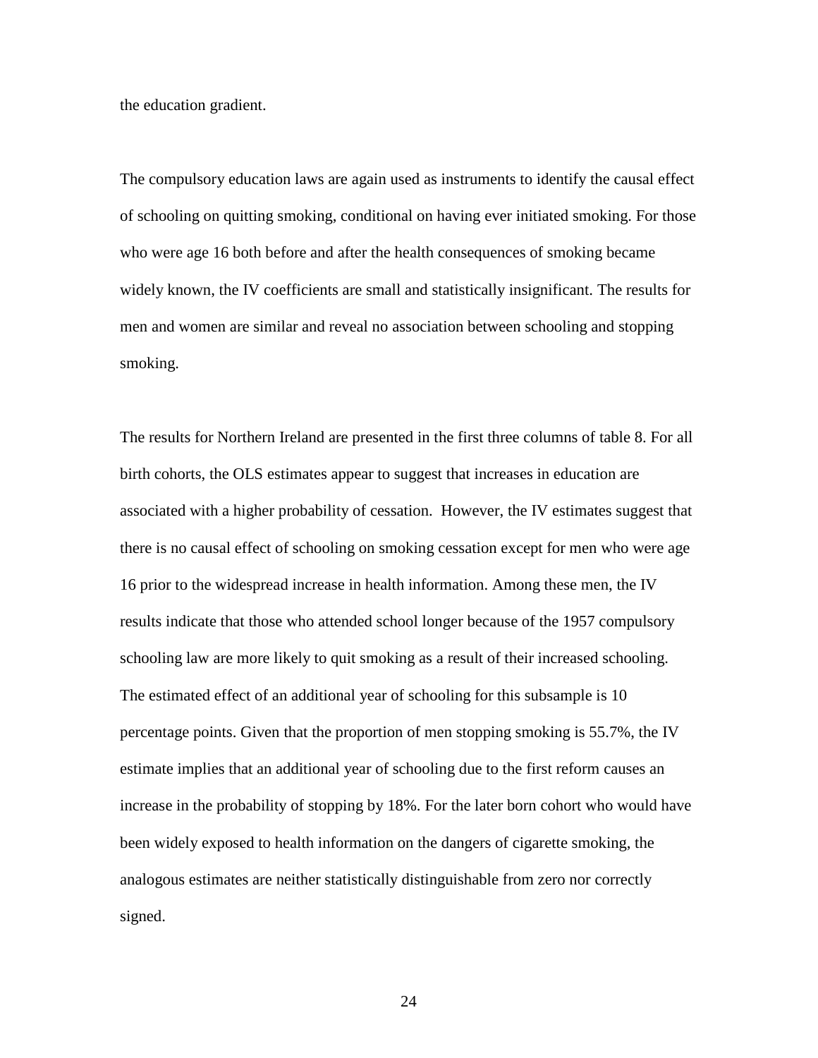the education gradient.

The compulsory education laws are again used as instruments to identify the causal effect of schooling on quitting smoking, conditional on having ever initiated smoking. For those who were age 16 both before and after the health consequences of smoking became widely known, the IV coefficients are small and statistically insignificant. The results for men and women are similar and reveal no association between schooling and stopping smoking.

The results for Northern Ireland are presented in the first three columns of table 8. For all birth cohorts, the OLS estimates appear to suggest that increases in education are associated with a higher probability of cessation. However, the IV estimates suggest that there is no causal effect of schooling on smoking cessation except for men who were age 16 prior to the widespread increase in health information. Among these men, the IV results indicate that those who attended school longer because of the 1957 compulsory schooling law are more likely to quit smoking as a result of their increased schooling. The estimated effect of an additional year of schooling for this subsample is 10 percentage points. Given that the proportion of men stopping smoking is 55.7%, the IV estimate implies that an additional year of schooling due to the first reform causes an increase in the probability of stopping by 18%. For the later born cohort who would have been widely exposed to health information on the dangers of cigarette smoking, the analogous estimates are neither statistically distinguishable from zero nor correctly signed.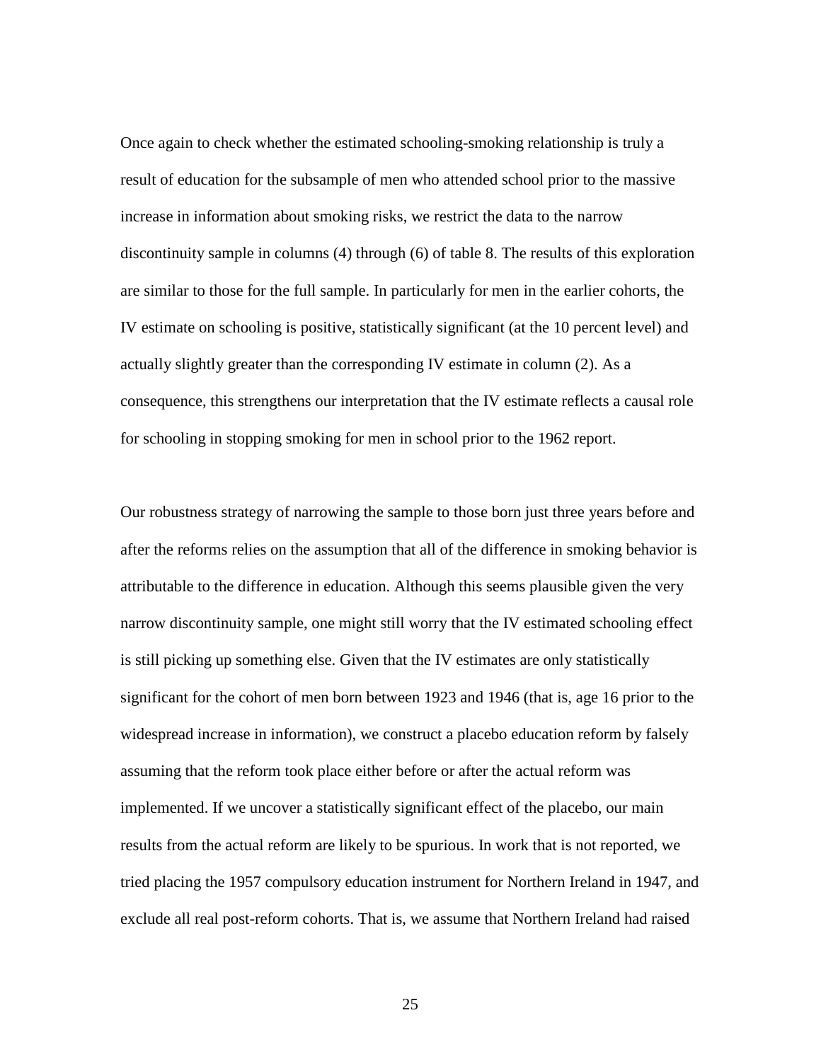Once again to check whether the estimated schooling-smoking relationship is truly a result of education for the subsample of men who attended school prior to the massive increase in information about smoking risks, we restrict the data to the narrow discontinuity sample in columns (4) through (6) of table 8. The results of this exploration are similar to those for the full sample. In particularly for men in the earlier cohorts, the IV estimate on schooling is positive, statistically significant (at the 10 percent level) and actually slightly greater than the corresponding IV estimate in column (2). As a consequence, this strengthens our interpretation that the IV estimate reflects a causal role for schooling in stopping smoking for men in school prior to the 1962 report.

Our robustness strategy of narrowing the sample to those born just three years before and after the reforms relies on the assumption that all of the difference in smoking behavior is attributable to the difference in education. Although this seems plausible given the very narrow discontinuity sample, one might still worry that the IV estimated schooling effect is still picking up something else. Given that the IV estimates are only statistically significant for the cohort of men born between 1923 and 1946 (that is, age 16 prior to the widespread increase in information), we construct a placebo education reform by falsely assuming that the reform took place either before or after the actual reform was implemented. If we uncover a statistically significant effect of the placebo, our main results from the actual reform are likely to be spurious. In work that is not reported, we tried placing the 1957 compulsory education instrument for Northern Ireland in 1947, and exclude all real post-reform cohorts. That is, we assume that Northern Ireland had raised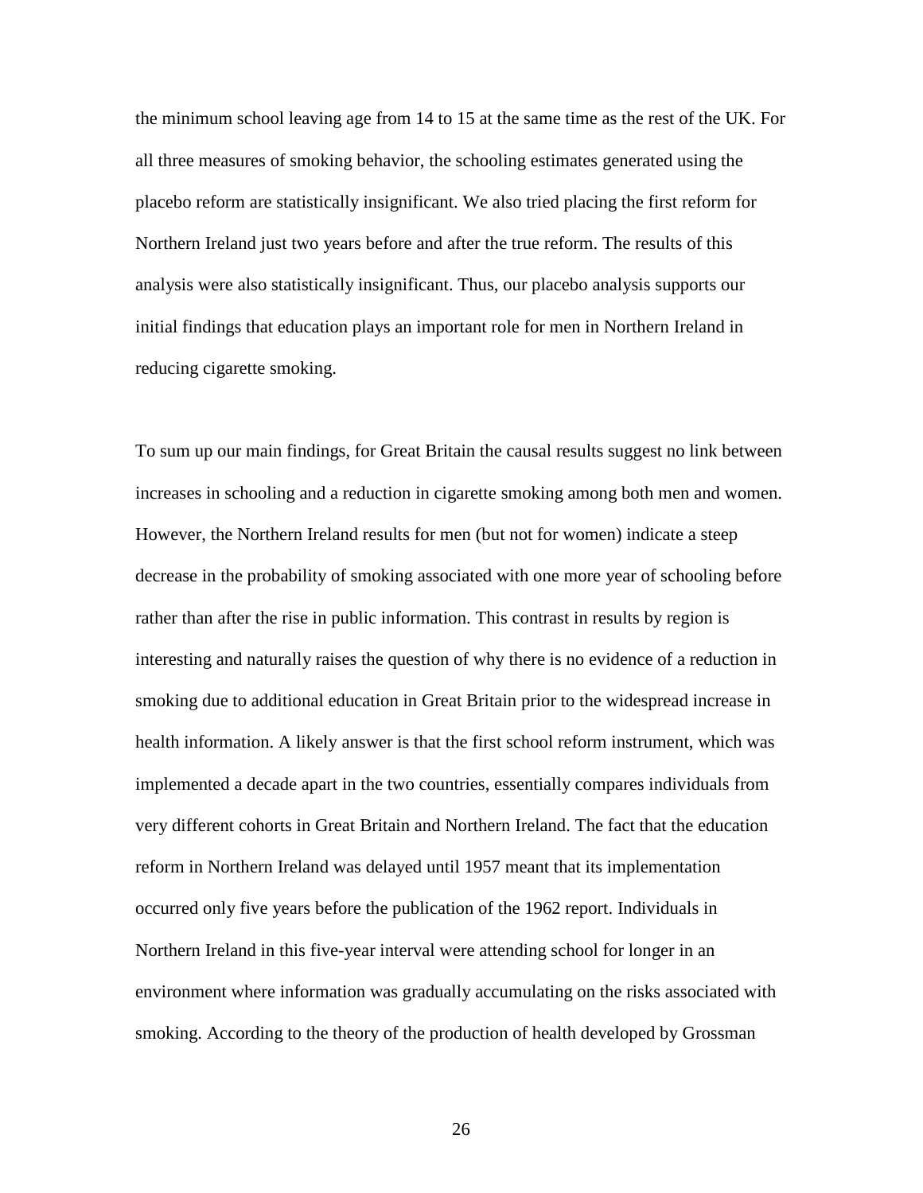the minimum school leaving age from 14 to 15 at the same time as the rest of the UK. For all three measures of smoking behavior, the schooling estimates generated using the placebo reform are statistically insignificant. We also tried placing the first reform for Northern Ireland just two years before and after the true reform. The results of this analysis were also statistically insignificant. Thus, our placebo analysis supports our initial findings that education plays an important role for men in Northern Ireland in reducing cigarette smoking.

To sum up our main findings, for Great Britain the causal results suggest no link between increases in schooling and a reduction in cigarette smoking among both men and women. However, the Northern Ireland results for men (but not for women) indicate a steep decrease in the probability of smoking associated with one more year of schooling before rather than after the rise in public information. This contrast in results by region is interesting and naturally raises the question of why there is no evidence of a reduction in smoking due to additional education in Great Britain prior to the widespread increase in health information. A likely answer is that the first school reform instrument, which was implemented a decade apart in the two countries, essentially compares individuals from very different cohorts in Great Britain and Northern Ireland. The fact that the education reform in Northern Ireland was delayed until 1957 meant that its implementation occurred only five years before the publication of the 1962 report. Individuals in Northern Ireland in this five-year interval were attending school for longer in an environment where information was gradually accumulating on the risks associated with smoking. According to the theory of the production of health developed by Grossman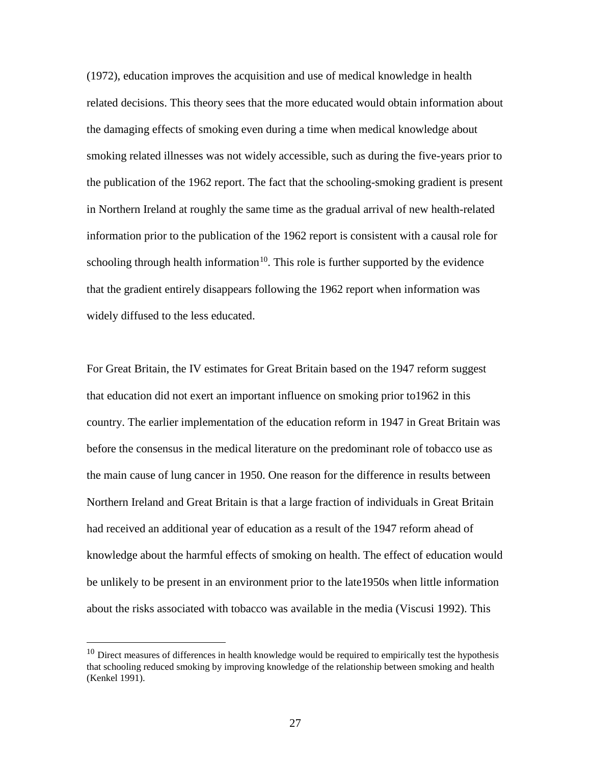(1972), education improves the acquisition and use of medical knowledge in health related decisions. This theory sees that the more educated would obtain information about the damaging effects of smoking even during a time when medical knowledge about smoking related illnesses was not widely accessible, such as during the five-years prior to the publication of the 1962 report. The fact that the schooling-smoking gradient is present in Northern Ireland at roughly the same time as the gradual arrival of new health-related information prior to the publication of the 1962 report is consistent with a causal role for schooling through health information[10]. This role is further supported by the evidence that the gradient entirely disappears following the 1962 report when information was widely diffused to the less educated.

For Great Britain, the IV estimates for Great Britain based on the 1947 reform suggest that education did not exert an important influence on smoking prior to1962 in this country. The earlier implementation of the education reform in 1947 in Great Britain was before the consensus in the medical literature on the predominant role of tobacco use as the main cause of lung cancer in 1950. One reason for the difference in results between Northern Ireland and Great Britain is that a large fraction of individuals in Great Britain had received an additional year of education as a result of the 1947 reform ahead of knowledge about the harmful effects of smoking on health. The effect of education would be unlikely to be present in an environment prior to the late1950s when little information about the risks associated with tobacco was available in the media (Viscusi 1992). This

[10] Direct measures of differences in health knowledge would be required to empirically test the hypothesis that schooling reduced smoking by improving knowledge of the relationship between smoking and health (Kenkel 1991).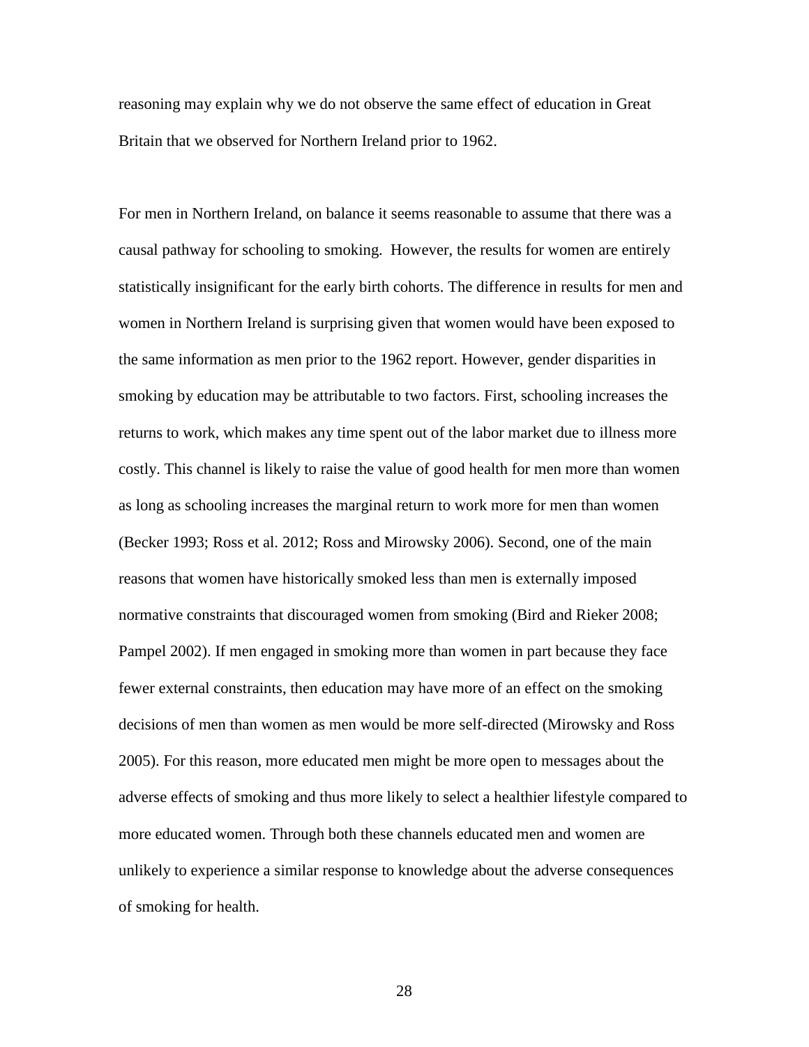reasoning may explain why we do not observe the same effect of education in Great Britain that we observed for Northern Ireland prior to 1962.

For men in Northern Ireland, on balance it seems reasonable to assume that there was a causal pathway for schooling to smoking. However, the results for women are entirely statistically insignificant for the early birth cohorts. The difference in results for men and women in Northern Ireland is surprising given that women would have been exposed to the same information as men prior to the 1962 report. However, gender disparities in smoking by education may be attributable to two factors. First, schooling increases the returns to work, which makes any time spent out of the labor market due to illness more costly. This channel is likely to raise the value of good health for men more than women as long as schooling increases the marginal return to work more for men than women (Becker 1993; Ross et al. 2012; Ross and Mirowsky 2006). Second, one of the main reasons that women have historically smoked less than men is externally imposed normative constraints that discouraged women from smoking (Bird and Rieker 2008; Pampel 2002). If men engaged in smoking more than women in part because they face fewer external constraints, then education may have more of an effect on the smoking decisions of men than women as men would be more self-directed (Mirowsky and Ross 2005). For this reason, more educated men might be more open to messages about the adverse effects of smoking and thus more likely to select a healthier lifestyle compared to more educated women. Through both these channels educated men and women are unlikely to experience a similar response to knowledge about the adverse consequences of smoking for health.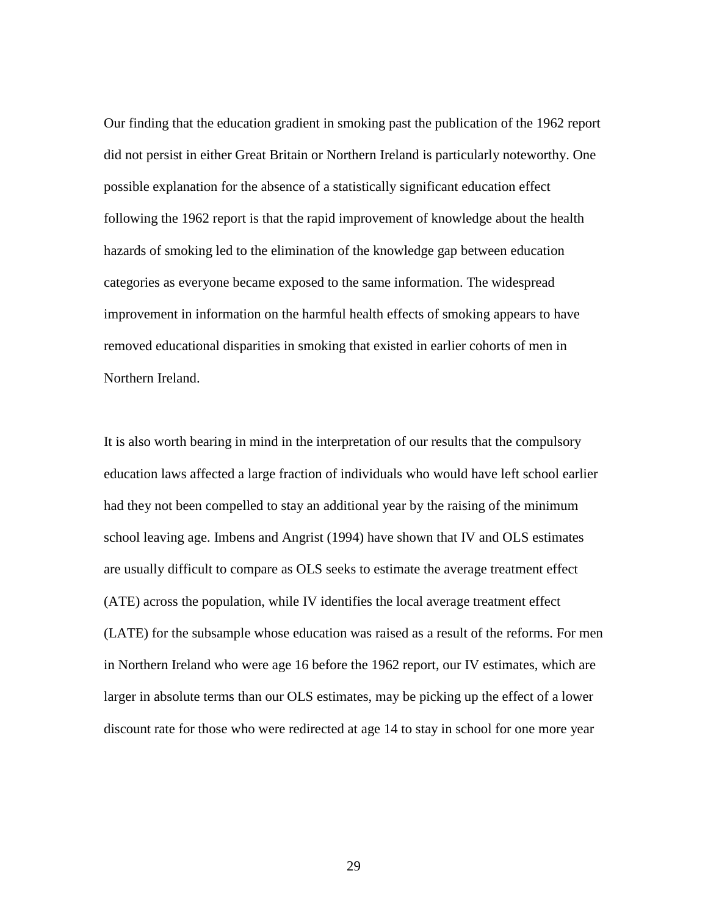Our finding that the education gradient in smoking past the publication of the 1962 report did not persist in either Great Britain or Northern Ireland is particularly noteworthy. One possible explanation for the absence of a statistically significant education effect following the 1962 report is that the rapid improvement of knowledge about the health hazards of smoking led to the elimination of the knowledge gap between education categories as everyone became exposed to the same information. The widespread improvement in information on the harmful health effects of smoking appears to have removed educational disparities in smoking that existed in earlier cohorts of men in Northern Ireland.

It is also worth bearing in mind in the interpretation of our results that the compulsory education laws affected a large fraction of individuals who would have left school earlier had they not been compelled to stay an additional year by the raising of the minimum school leaving age. Imbens and Angrist (1994) have shown that IV and OLS estimates are usually difficult to compare as OLS seeks to estimate the average treatment effect (ATE) across the population, while IV identifies the local average treatment effect (LATE) for the subsample whose education was raised as a result of the reforms. For men in Northern Ireland who were age 16 before the 1962 report, our IV estimates, which are larger in absolute terms than our OLS estimates, may be picking up the effect of a lower discount rate for those who were redirected at age 14 to stay in school for one more year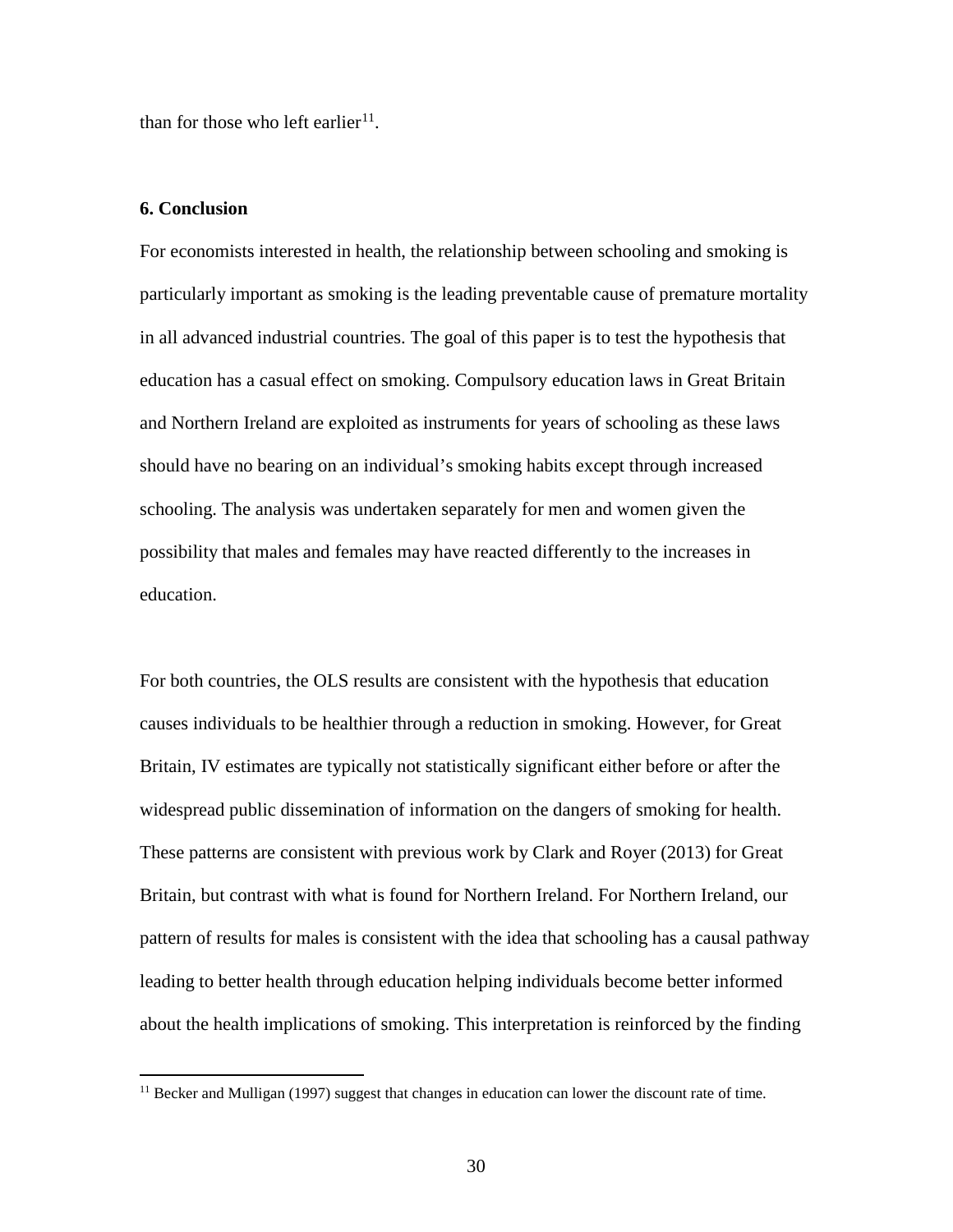than for those who left earlier[11].

### 6. Conclusion

For economists interested in health, the relationship between schooling and smoking is particularly important as smoking is the leading preventable cause of premature mortality in all advanced industrial countries. The goal of this paper is to test the hypothesis that education has a casual effect on smoking. Compulsory education laws in Great Britain and Northern Ireland are exploited as instruments for years of schooling as these laws should have no bearing on an individual's smoking habits except through increased schooling. The analysis was undertaken separately for men and women given the possibility that males and females may have reacted differently to the increases in education.

For both countries, the OLS results are consistent with the hypothesis that education causes individuals to be healthier through a reduction in smoking. However, for Great Britain, IV estimates are typically not statistically significant either before or after the widespread public dissemination of information on the dangers of smoking for health. These patterns are consistent with previous work by Clark and Royer (2013) for Great Britain, but contrast with what is found for Northern Ireland. For Northern Ireland, our pattern of results for males is consistent with the idea that schooling has a causal pathway leading to better health through education helping individuals become better informed about the health implications of smoking. This interpretation is reinforced by the finding

[11] Becker and Mulligan (1997) suggest that changes in education can lower the discount rate of time.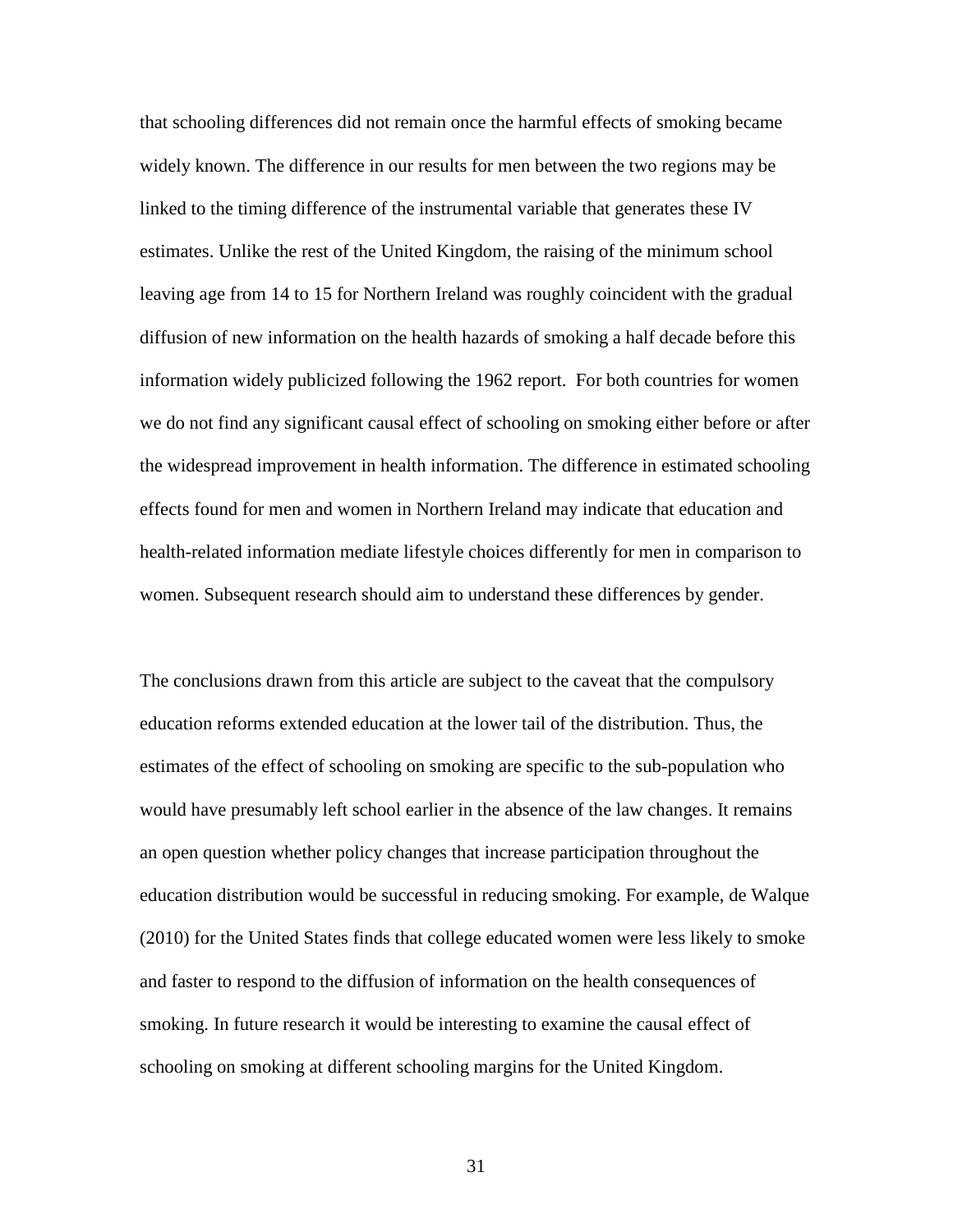that schooling differences did not remain once the harmful effects of smoking became widely known. The difference in our results for men between the two regions may be linked to the timing difference of the instrumental variable that generates these IV estimates. Unlike the rest of the United Kingdom, the raising of the minimum school leaving age from 14 to 15 for Northern Ireland was roughly coincident with the gradual diffusion of new information on the health hazards of smoking a half decade before this information widely publicized following the 1962 report. For both countries for women we do not find any significant causal effect of schooling on smoking either before or after the widespread improvement in health information. The difference in estimated schooling effects found for men and women in Northern Ireland may indicate that education and health-related information mediate lifestyle choices differently for men in comparison to women. Subsequent research should aim to understand these differences by gender.

The conclusions drawn from this article are subject to the caveat that the compulsory education reforms extended education at the lower tail of the distribution. Thus, the estimates of the effect of schooling on smoking are specific to the sub-population who would have presumably left school earlier in the absence of the law changes. It remains an open question whether policy changes that increase participation throughout the education distribution would be successful in reducing smoking. For example, de Walque (2010) for the United States finds that college educated women were less likely to smoke and faster to respond to the diffusion of information on the health consequences of smoking. In future research it would be interesting to examine the causal effect of schooling on smoking at different schooling margins for the United Kingdom.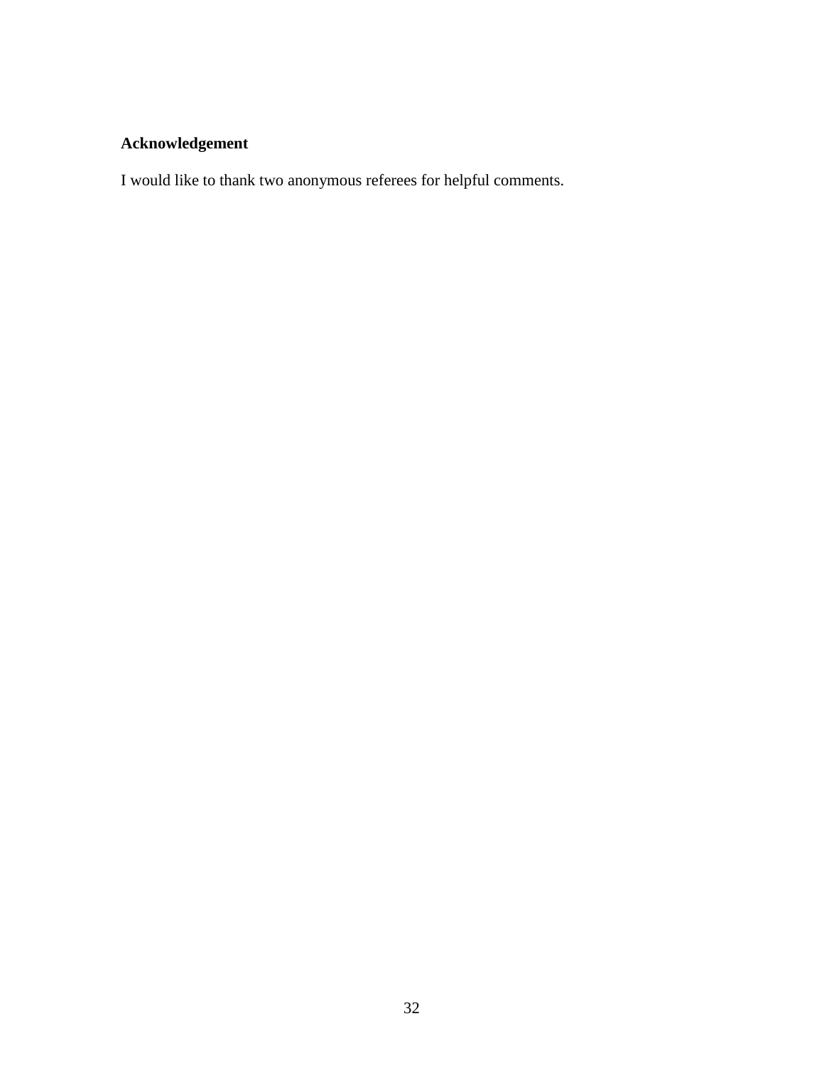**Acknowledgement**

I would like to thank two anonymous referees for helpful comments.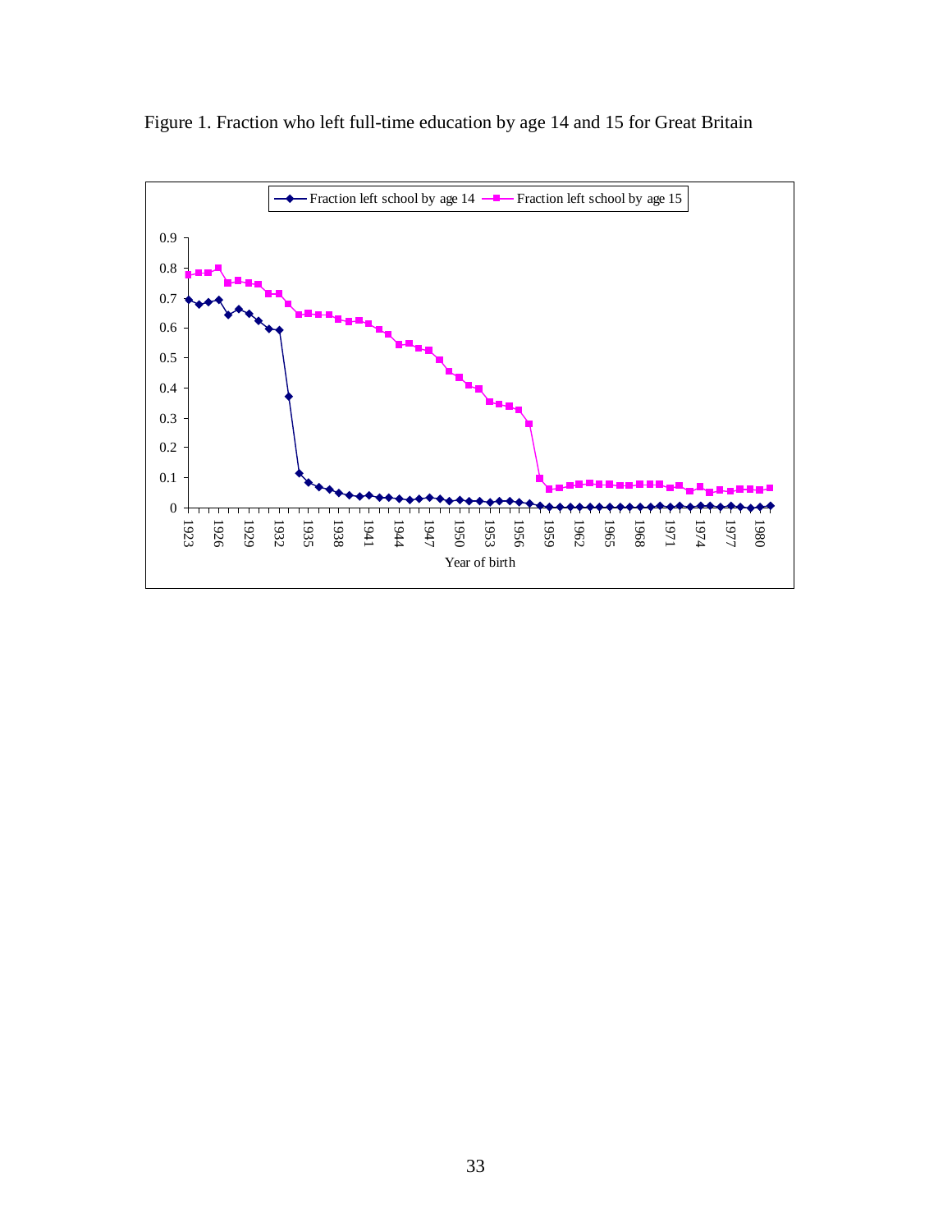Figure 1. Fraction who left full-time education by age 14 and 15 for Great Britain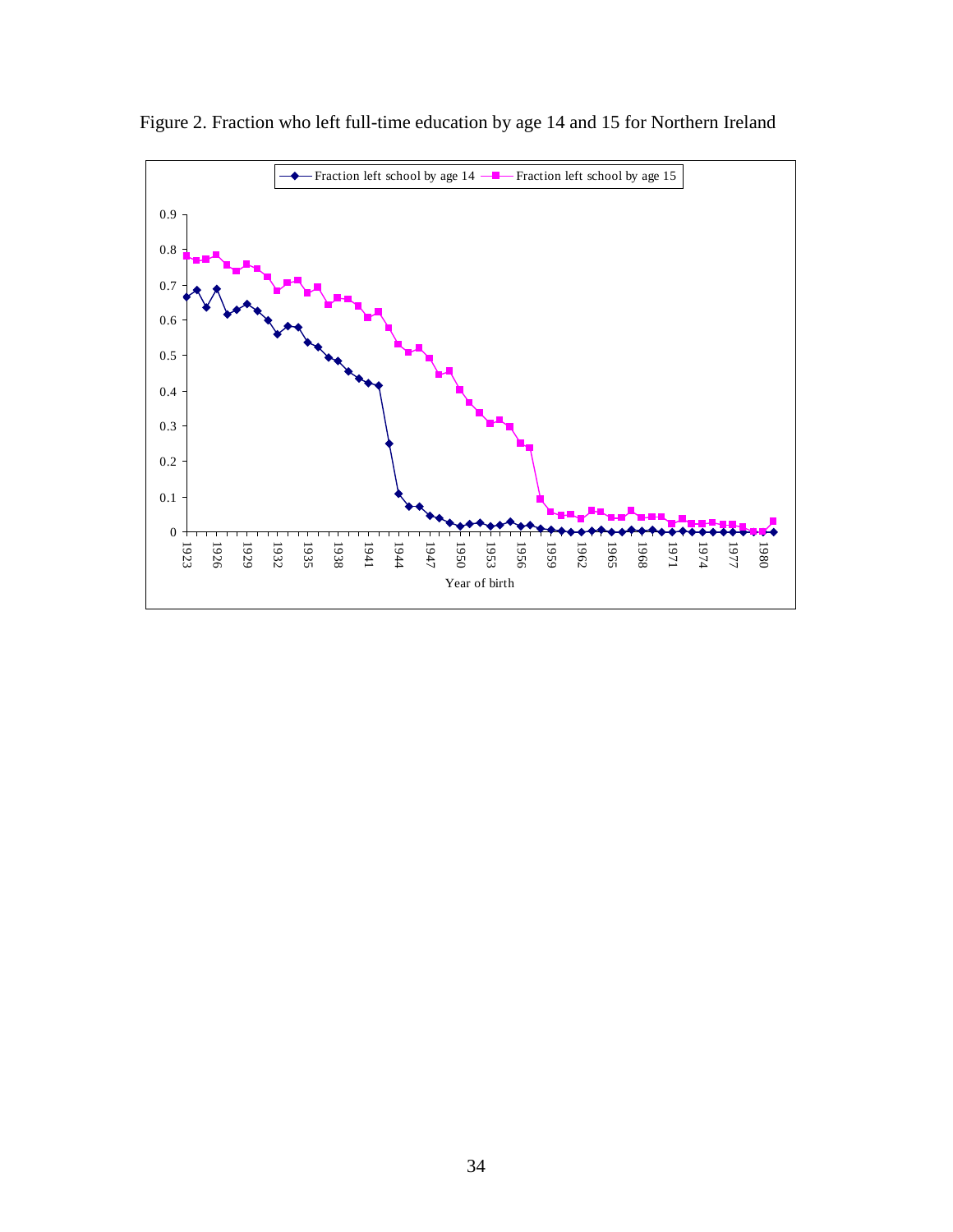Figure 2. Fraction who left full-time education by age 14 and 15 for Northern Ireland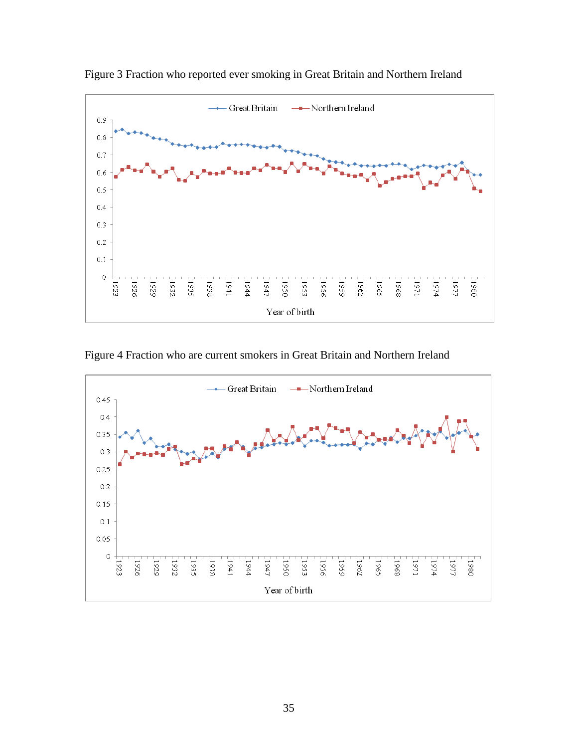Figure 3 Fraction who reported ever smoking in Great Britain and Northern Ireland

Figure 4 Fraction who are current smokers in Great Britain and Northern Ireland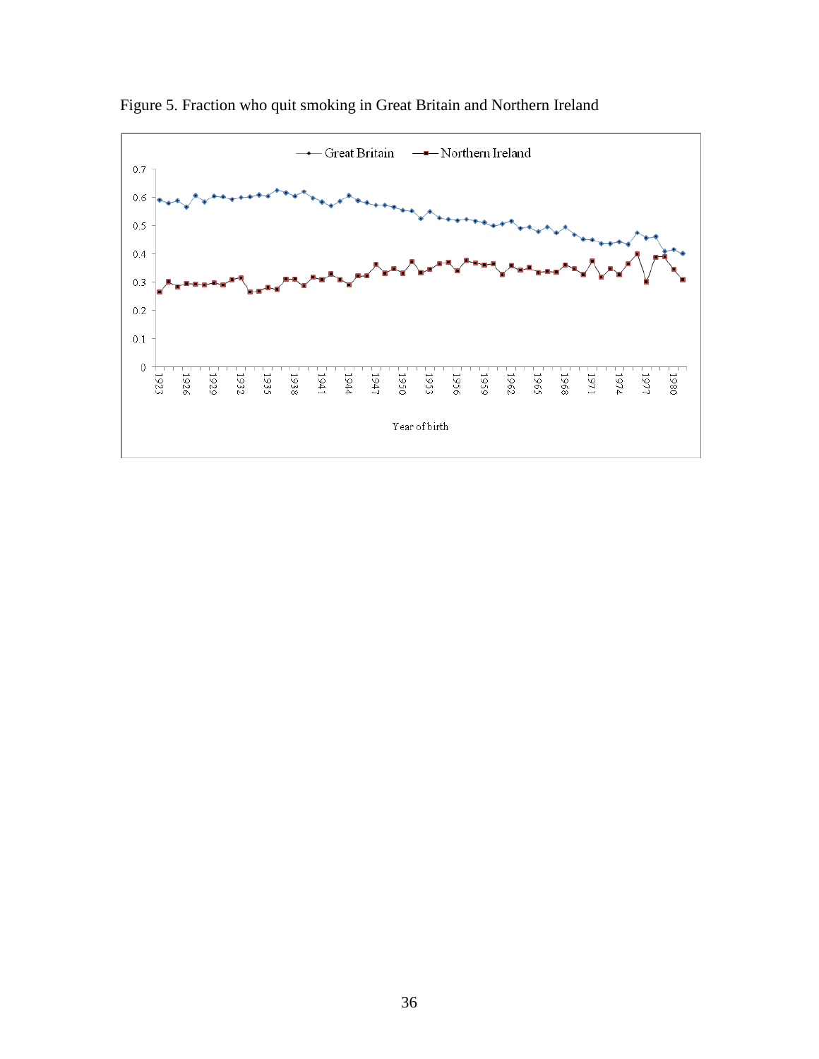Figure 5. Fraction who quit smoking in Great Britain and Northern Ireland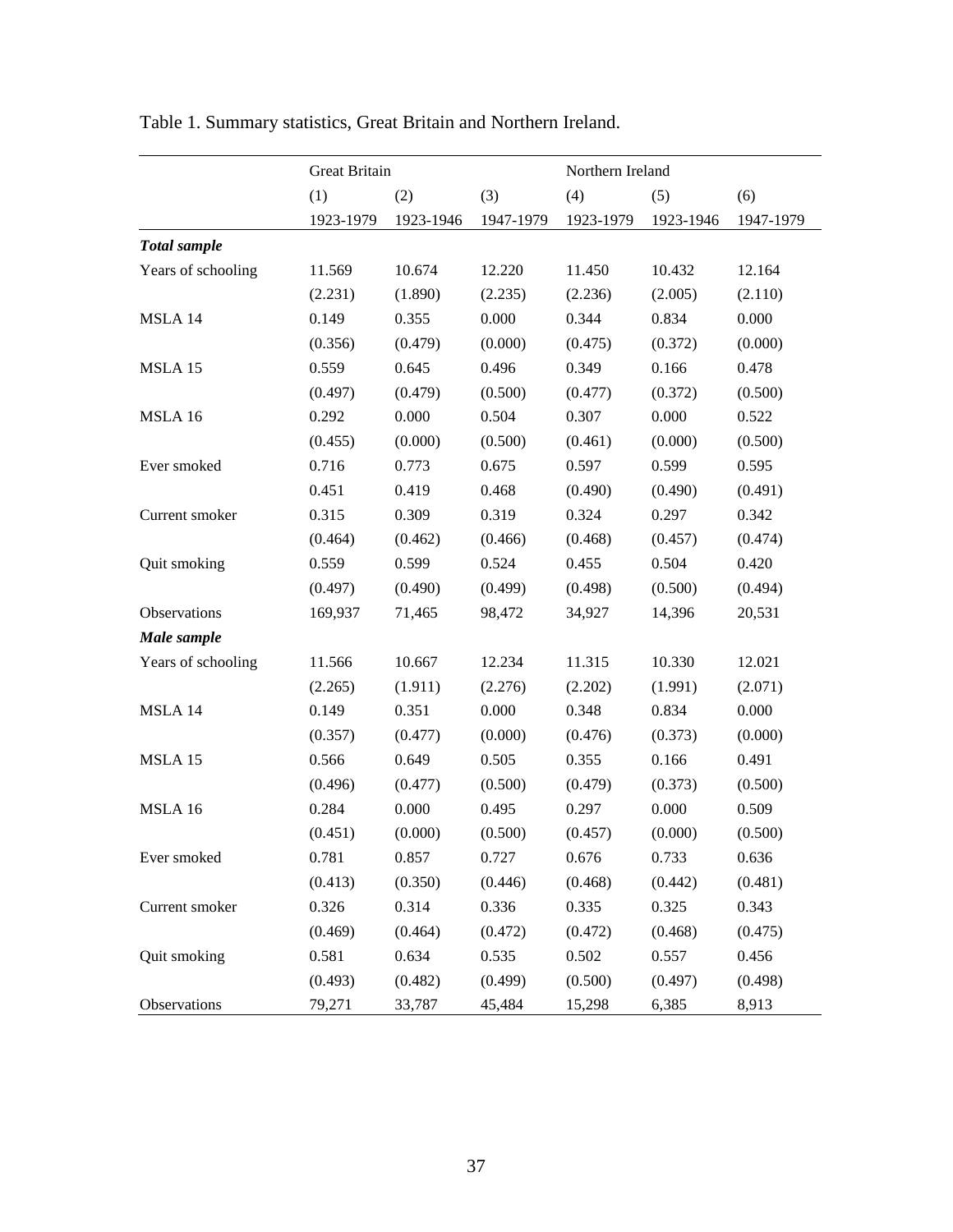Table 1. Summary statistics, Great Britain and Northern Ireland.

| | Great Britain | | | Northern Ireland | | |
|---|---|---|---|---|---|---|
| | (1) | (2) | (3) | (4) | (5) | (6) |
| | 1923-1979 | 1923-1946 | 1947-1979 | 1923-1979 | 1923-1946 | 1947-1979 |
| ***Total sample*** | | | | | | |
| Years of schooling | 11.569 | 10.674 | 12.220 | 11.450 | 10.432 | 12.164 |
| | (2.231) | (1.890) | (2.235) | (2.236) | (2.005) | (2.110) |
| MSLA 14 | 0.149 | 0.355 | 0.000 | 0.344 | 0.834 | 0.000 |
| | (0.356) | (0.479) | (0.000) | (0.475) | (0.372) | (0.000) |
| MSLA 15 | 0.559 | 0.645 | 0.496 | 0.349 | 0.166 | 0.478 |
| | (0.497) | (0.479) | (0.500) | (0.477) | (0.372) | (0.500) |
| MSLA 16 | 0.292 | 0.000 | 0.504 | 0.307 | 0.000 | 0.522 |
| | (0.455) | (0.000) | (0.500) | (0.461) | (0.000) | (0.500) |
| Ever smoked | 0.716 | 0.773 | 0.675 | 0.597 | 0.599 | 0.595 |
| | 0.451 | 0.419 | 0.468 | (0.490) | (0.490) | (0.491) |
| Current smoker | 0.315 | 0.309 | 0.319 | 0.324 | 0.297 | 0.342 |
| | (0.464) | (0.462) | (0.466) | (0.468) | (0.457) | (0.474) |
| Quit smoking | 0.559 | 0.599 | 0.524 | 0.455 | 0.504 | 0.420 |
| | (0.497) | (0.490) | (0.499) | (0.498) | (0.500) | (0.494) |
| Observations | 169,937 | 71,465 | 98,472 | 34,927 | 14,396 | 20,531 |
| ***Male sample*** | | | | | | |
| Years of schooling | 11.566 | 10.667 | 12.234 | 11.315 | 10.330 | 12.021 |
| | (2.265) | (1.911) | (2.276) | (2.202) | (1.991) | (2.071) |
| MSLA 14 | 0.149 | 0.351 | 0.000 | 0.348 | 0.834 | 0.000 |
| | (0.357) | (0.477) | (0.000) | (0.476) | (0.373) | (0.000) |
| MSLA 15 | 0.566 | 0.649 | 0.505 | 0.355 | 0.166 | 0.491 |
| | (0.496) | (0.477) | (0.500) | (0.479) | (0.373) | (0.500) |
| MSLA 16 | 0.284 | 0.000 | 0.495 | 0.297 | 0.000 | 0.509 |
| | (0.451) | (0.000) | (0.500) | (0.457) | (0.000) | (0.500) |
| Ever smoked | 0.781 | 0.857 | 0.727 | 0.676 | 0.733 | 0.636 |
| | (0.413) | (0.350) | (0.446) | (0.468) | (0.442) | (0.481) |
| Current smoker | 0.326 | 0.314 | 0.336 | 0.335 | 0.325 | 0.343 |
| | (0.469) | (0.464) | (0.472) | (0.472) | (0.468) | (0.475) |
| Quit smoking | 0.581 | 0.634 | 0.535 | 0.502 | 0.557 | 0.456 |
| | (0.493) | (0.482) | (0.499) | (0.500) | (0.497) | (0.498) |
| Observations | 79,271 | 33,787 | 45,484 | 15,298 | 6,385 | 8,913 |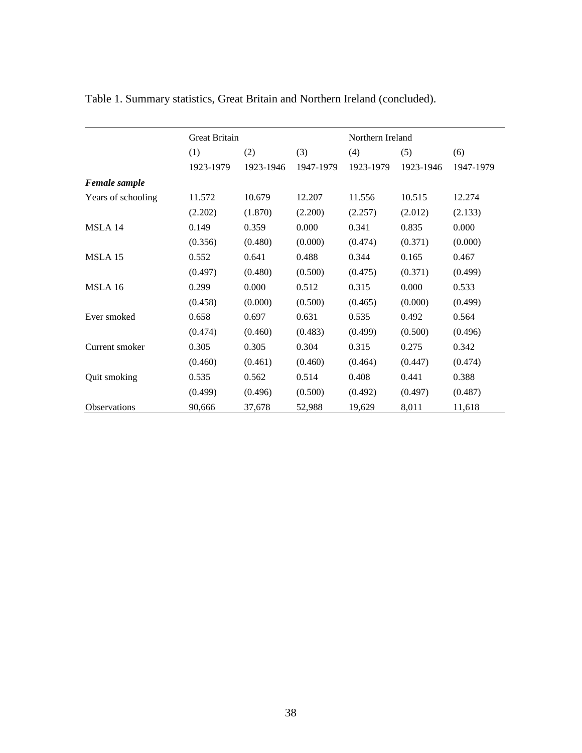Table 1. Summary statistics, Great Britain and Northern Ireland (concluded).

| | Great Britain | | | Northern Ireland | | |
|---|---|---|---|---|---|---|
| | (1) | (2) | (3) | (4) | (5) | (6) |
| | 1923-1979 | 1923-1946 | 1947-1979 | 1923-1979 | 1923-1946 | 1947-1979 |
| ***Female sample*** | | | | | | |
| Years of schooling | 11.572 | 10.679 | 12.207 | 11.556 | 10.515 | 12.274 |
| | (2.202) | (1.870) | (2.200) | (2.257) | (2.012) | (2.133) |
| MSLA 14 | 0.149 | 0.359 | 0.000 | 0.341 | 0.835 | 0.000 |
| | (0.356) | (0.480) | (0.000) | (0.474) | (0.371) | (0.000) |
| MSLA 15 | 0.552 | 0.641 | 0.488 | 0.344 | 0.165 | 0.467 |
| | (0.497) | (0.480) | (0.500) | (0.475) | (0.371) | (0.499) |
| MSLA 16 | 0.299 | 0.000 | 0.512 | 0.315 | 0.000 | 0.533 |
| | (0.458) | (0.000) | (0.500) | (0.465) | (0.000) | (0.499) |
| Ever smoked | 0.658 | 0.697 | 0.631 | 0.535 | 0.492 | 0.564 |
| | (0.474) | (0.460) | (0.483) | (0.499) | (0.500) | (0.496) |
| Current smoker | 0.305 | 0.305 | 0.304 | 0.315 | 0.275 | 0.342 |
| | (0.460) | (0.461) | (0.460) | (0.464) | (0.447) | (0.474) |
| Quit smoking | 0.535 | 0.562 | 0.514 | 0.408 | 0.441 | 0.388 |
| | (0.499) | (0.496) | (0.500) | (0.492) | (0.497) | (0.487) |
| Observations | 90,666 | 37,678 | 52,988 | 19,629 | 8,011 | 11,618 |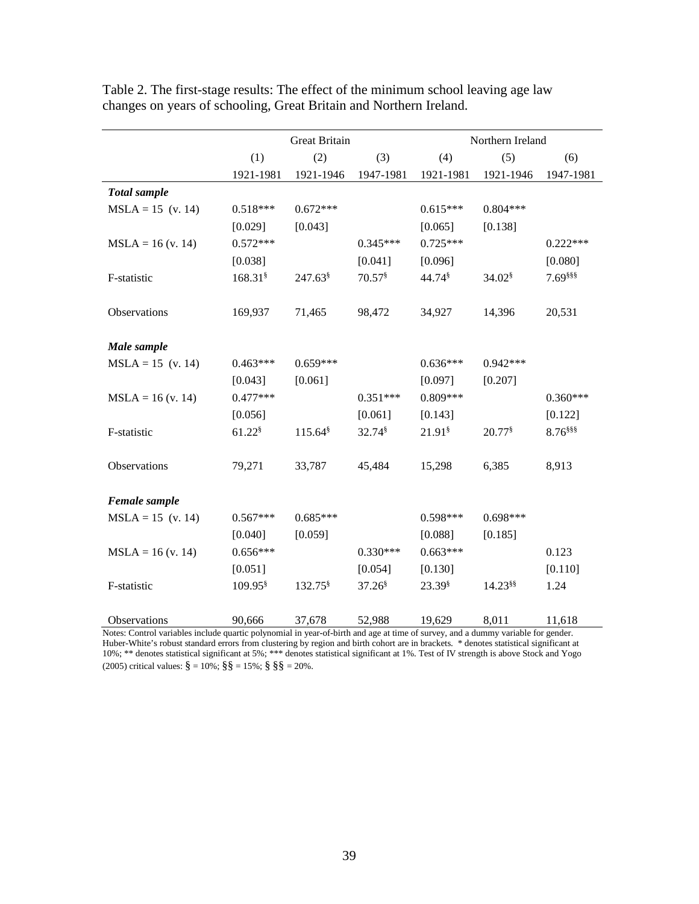Table 2. The first-stage results: The effect of the minimum school leaving age law changes on years of schooling, Great Britain and Northern Ireland.

| | Great Britain | | | Northern Ireland | | |
|---|---|---|---|---|---|---|
| | (1) | (2) | (3) | (4) | (5) | (6) |
| | 1921-1981 | 1921-1946 | 1947-1981 | 1921-1981 | 1921-1946 | 1947-1981 |
| ***Total sample*** | | | | | | |
| MSLA = 15 (v. 14) | 0.518*** | 0.672*** | | 0.615*** | 0.804*** | |
| | [0.029] | [0.043] | | [0.065] | [0.138] | |
| MSLA = 16 (v. 14) | 0.572*** | | 0.345*** | 0.725*** | | 0.222*** |
| | [0.038] | | [0.041] | [0.096] | | [0.080] |
| F-statistic | 168.31§ | 247.63§ | 70.57§ | 44.74§ | 34.02§ | 7.69§§§ |
| Observations | 169,937 | 71,465 | 98,472 | 34,927 | 14,396 | 20,531 |
| ***Male sample*** | | | | | | |
| MSLA = 15 (v. 14) | 0.463*** | 0.659*** | | 0.636*** | 0.942*** | |
| | [0.043] | [0.061] | | [0.097] | [0.207] | |
| MSLA = 16 (v. 14) | 0.477*** | | 0.351*** | 0.809*** | | 0.360*** |
| | [0.056] | | [0.061] | [0.143] | | [0.122] |
| F-statistic | 61.22§ | 115.64§ | 32.74§ | 21.91§ | 20.77§ | 8.76§§§ |
| Observations | 79,271 | 33,787 | 45,484 | 15,298 | 6,385 | 8,913 |
| ***Female sample*** | | | | | | |
| MSLA = 15 (v. 14) | 0.567*** | 0.685*** | | 0.598*** | 0.698*** | |
| | [0.040] | [0.059] | | [0.088] | [0.185] | |
| MSLA = 16 (v. 14) | 0.656*** | | 0.330*** | 0.663*** | | 0.123 |
| | [0.051] | | [0.054] | [0.130] | | [0.110] |
| F-statistic | 109.95§ | 132.75§ | 37.26§ | 23.39§ | 14.23§§ | 1.24 |
| Observations | 90,666 | 37,678 | 52,988 | 19,629 | 8,011 | 11,618 |

Notes: Control variables include quartic polynomial in year-of-birth and age at time of survey, and a dummy variable for gender. Huber-White's robust standard errors from clustering by region and birth cohort are in brackets. * denotes statistical significant at 10%; ** denotes statistical significant at 5%; *** denotes statistical significant at 1%. Test of IV strength is above Stock and Yogo (2005) critical values: § = 10%; §§ = 15%; § §§ = 20%.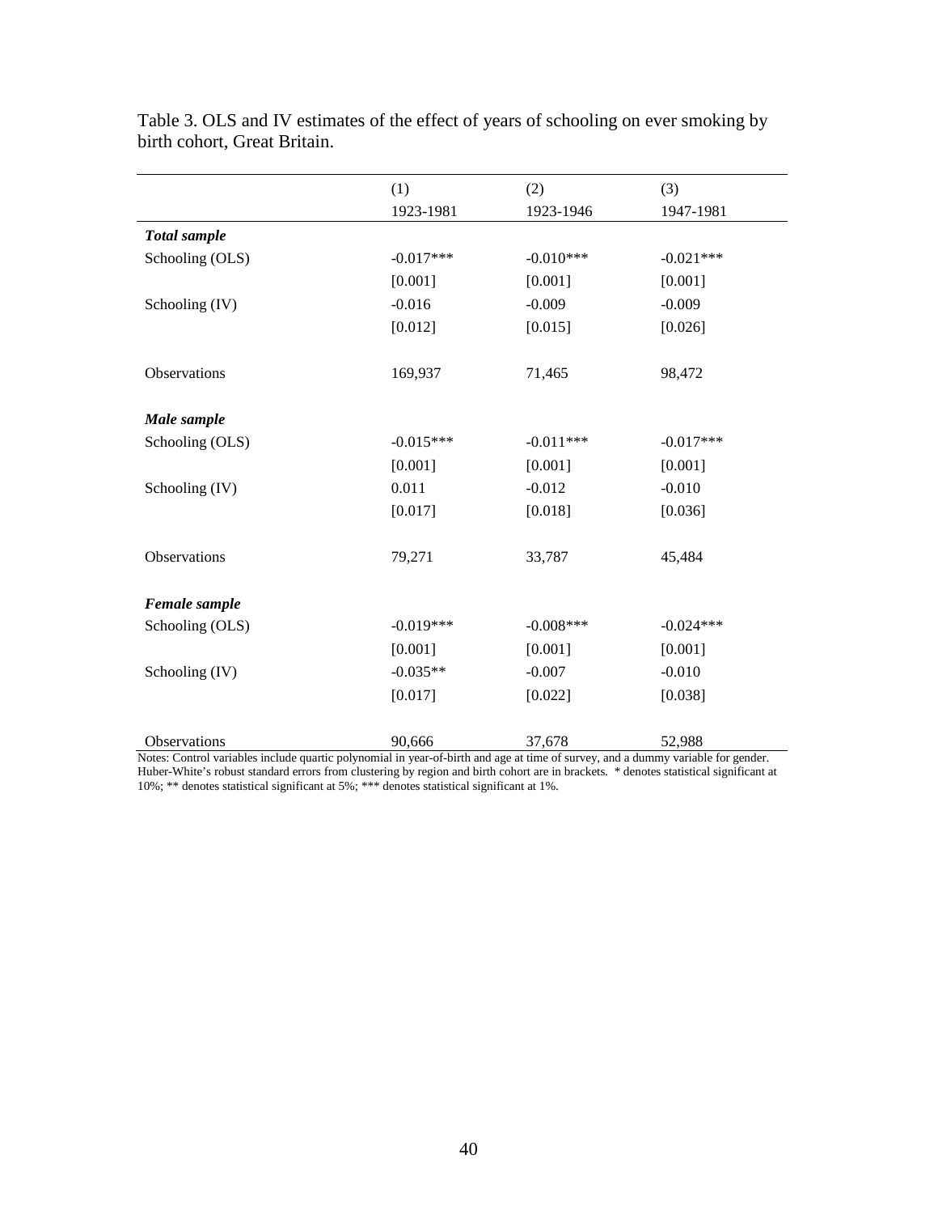Table 3. OLS and IV estimates of the effect of years of schooling on ever smoking by birth cohort, Great Britain.

| | (1) | (2) | (3) |
|---|---|---|---|
| | 1923-1981 | 1923-1946 | 1947-1981 |
| ***Total sample*** | | | |
| Schooling (OLS) | -0.017*** | -0.010*** | -0.021*** |
| | [0.001] | [0.001] | [0.001] |
| Schooling (IV) | -0.016 | -0.009 | -0.009 |
| | [0.012] | [0.015] | [0.026] |
| Observations | 169,937 | 71,465 | 98,472 |
| ***Male sample*** | | | |
| Schooling (OLS) | -0.015*** | -0.011*** | -0.017*** |
| | [0.001] | [0.001] | [0.001] |
| Schooling (IV) | 0.011 | -0.012 | -0.010 |
| | [0.017] | [0.018] | [0.036] |
| Observations | 79,271 | 33,787 | 45,484 |
| ***Female sample*** | | | |
| Schooling (OLS) | -0.019*** | -0.008*** | -0.024*** |
| | [0.001] | [0.001] | [0.001] |
| Schooling (IV) | -0.035** | -0.007 | -0.010 |
| | [0.017] | [0.022] | [0.038] |
| Observations | 90,666 | 37,678 | 52,988 |

Notes: Control variables include quartic polynomial in year-of-birth and age at time of survey, and a dummy variable for gender. Huber-White's robust standard errors from clustering by region and birth cohort are in brackets. * denotes statistical significant at 10%; ** denotes statistical significant at 5%; *** denotes statistical significant at 1%.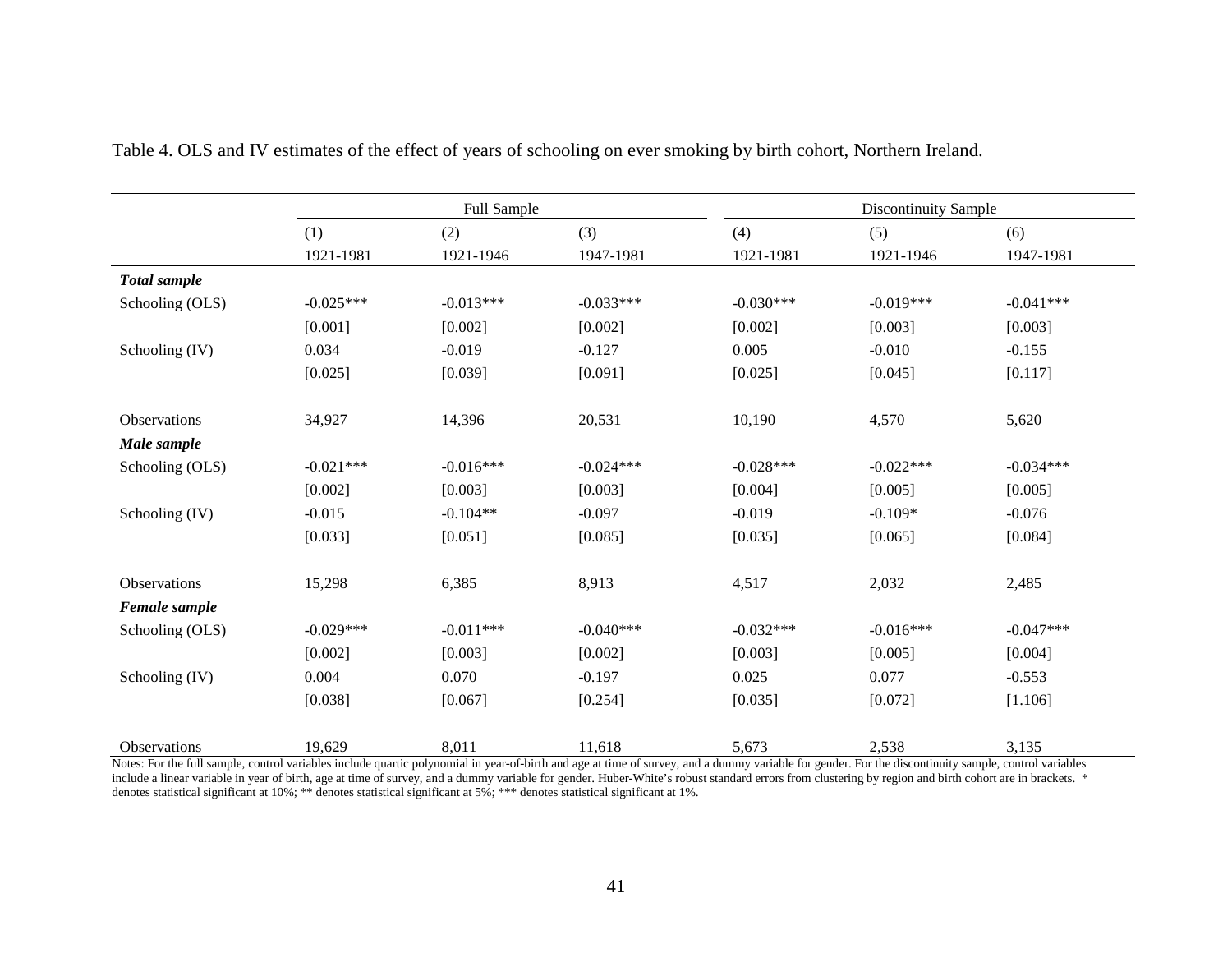Table 4. OLS and IV estimates of the effect of years of schooling on ever smoking by birth cohort, Northern Ireland.

| | Full Sample | | | Discontinuity Sample | | |
|---|---|---|---|---|---|---|
| | (1) | (2) | (3) | (4) | (5) | (6) |
| | 1921-1981 | 1921-1946 | 1947-1981 | 1921-1981 | 1921-1946 | 1947-1981 |
| ***Total sample*** | | | | | | |
| Schooling (OLS) | -0.025*** | -0.013*** | -0.033*** | -0.030*** | -0.019*** | -0.041*** |
| | [0.001] | [0.002] | [0.002] | [0.002] | [0.003] | [0.003] |
| Schooling (IV) | 0.034 | -0.019 | -0.127 | 0.005 | -0.010 | -0.155 |
| | [0.025] | [0.039] | [0.091] | [0.025] | [0.045] | [0.117] |
| Observations | 34,927 | 14,396 | 20,531 | 10,190 | 4,570 | 5,620 |
| ***Male sample*** | | | | | | |
| Schooling (OLS) | -0.021*** | -0.016*** | -0.024*** | -0.028*** | -0.022*** | -0.034*** |
| | [0.002] | [0.003] | [0.003] | [0.004] | [0.005] | [0.005] |
| Schooling (IV) | -0.015 | -0.104** | -0.097 | -0.019 | -0.109* | -0.076 |
| | [0.033] | [0.051] | [0.085] | [0.035] | [0.065] | [0.084] |
| Observations | 15,298 | 6,385 | 8,913 | 4,517 | 2,032 | 2,485 |
| ***Female sample*** | | | | | | |
| Schooling (OLS) | -0.029*** | -0.011*** | -0.040*** | -0.032*** | -0.016*** | -0.047*** |
| | [0.002] | [0.003] | [0.002] | [0.003] | [0.005] | [0.004] |
| Schooling (IV) | 0.004 | 0.070 | -0.197 | 0.025 | 0.077 | -0.553 |
| | [0.038] | [0.067] | [0.254] | [0.035] | [0.072] | [1.106] |
| Observations | 19,629 | 8,011 | 11,618 | 5,673 | 2,538 | 3,135 |

Notes: For the full sample, control variables include quartic polynomial in year-of-birth and age at time of survey, and a dummy variable for gender. For the discontinuity sample, control variables include a linear variable in year of birth, age at time of survey, and a dummy variable for gender. Huber-White's robust standard errors from clustering by region and birth cohort are in brackets. * denotes statistical significant at 10%; ** denotes statistical significant at 5%; *** denotes statistical significant at 1%.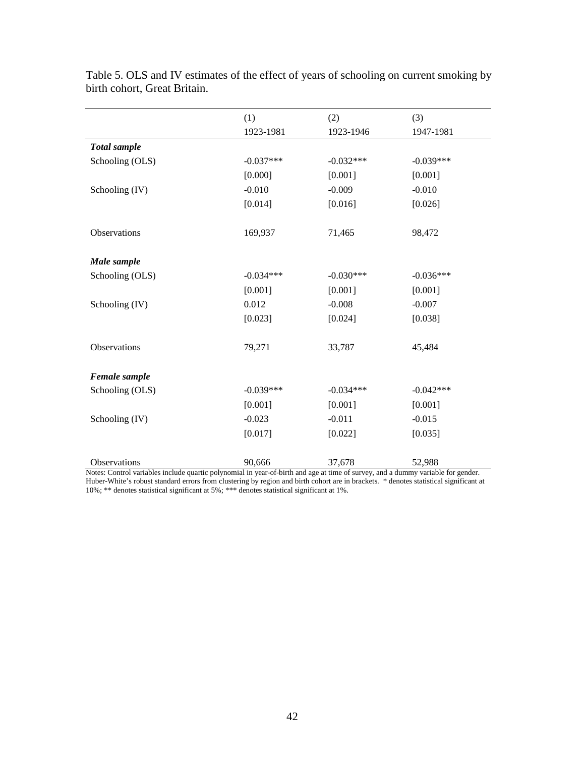Table 5. OLS and IV estimates of the effect of years of schooling on current smoking by birth cohort, Great Britain.

| | (1) | (2) | (3) |
|---|---|---|---|
| | 1923-1981 | 1923-1946 | 1947-1981 |
| ***Total sample*** | | | |
| Schooling (OLS) | -0.037*** | -0.032*** | -0.039*** |
| | [0.000] | [0.001] | [0.001] |
| Schooling (IV) | -0.010 | -0.009 | -0.010 |
| | [0.014] | [0.016] | [0.026] |
| Observations | 169,937 | 71,465 | 98,472 |
| ***Male sample*** | | | |
| Schooling (OLS) | -0.034*** | -0.030*** | -0.036*** |
| | [0.001] | [0.001] | [0.001] |
| Schooling (IV) | 0.012 | -0.008 | -0.007 |
| | [0.023] | [0.024] | [0.038] |
| Observations | 79,271 | 33,787 | 45,484 |
| ***Female sample*** | | | |
| Schooling (OLS) | -0.039*** | -0.034*** | -0.042*** |
| | [0.001] | [0.001] | [0.001] |
| Schooling (IV) | -0.023 | -0.011 | -0.015 |
| | [0.017] | [0.022] | [0.035] |
| Observations | 90,666 | 37,678 | 52,988 |

Notes: Control variables include quartic polynomial in year-of-birth and age at time of survey, and a dummy variable for gender. Huber-White's robust standard errors from clustering by region and birth cohort are in brackets. * denotes statistical significant at 10%; ** denotes statistical significant at 5%; *** denotes statistical significant at 1%.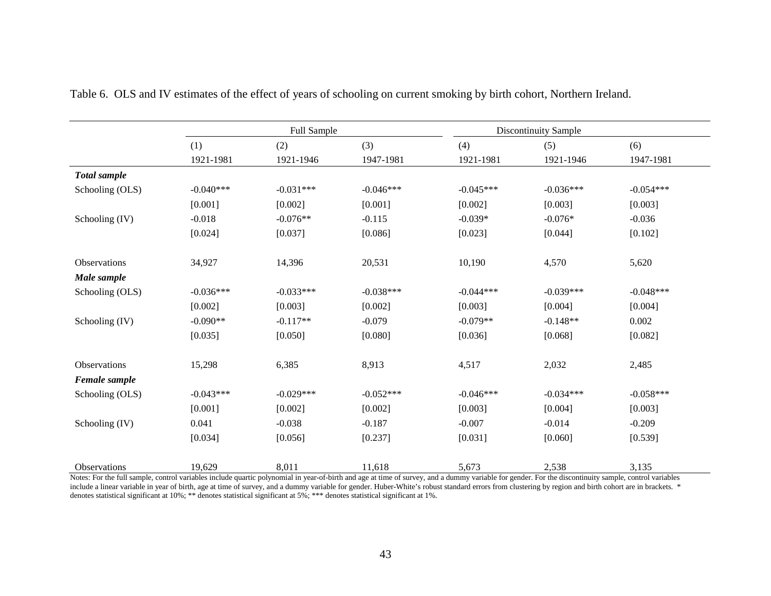Table 6. OLS and IV estimates of the effect of years of schooling on current smoking by birth cohort, Northern Ireland.

| | Full Sample | | | Discontinuity Sample | | |
|---|---|---|---|---|---|---|
| | (1) | (2) | (3) | (4) | (5) | (6) |
| | 1921-1981 | 1921-1946 | 1947-1981 | 1921-1981 | 1921-1946 | 1947-1981 |
| ***Total sample*** | | | | | | |
| Schooling (OLS) | -0.040*** | -0.031*** | -0.046*** | -0.045*** | -0.036*** | -0.054*** |
| | [0.001] | [0.002] | [0.001] | [0.002] | [0.003] | [0.003] |
| Schooling (IV) | -0.018 | -0.076** | -0.115 | -0.039* | -0.076* | -0.036 |
| | [0.024] | [0.037] | [0.086] | [0.023] | [0.044] | [0.102] |
| Observations | 34,927 | 14,396 | 20,531 | 10,190 | 4,570 | 5,620 |
| ***Male sample*** | | | | | | |
| Schooling (OLS) | -0.036*** | -0.033*** | -0.038*** | -0.044*** | -0.039*** | -0.048*** |
| | [0.002] | [0.003] | [0.002] | [0.003] | [0.004] | [0.004] |
| Schooling (IV) | -0.090** | -0.117** | -0.079 | -0.079** | -0.148** | 0.002 |
| | [0.035] | [0.050] | [0.080] | [0.036] | [0.068] | [0.082] |
| Observations | 15,298 | 6,385 | 8,913 | 4,517 | 2,032 | 2,485 |
| ***Female sample*** | | | | | | |
| Schooling (OLS) | -0.043*** | -0.029*** | -0.052*** | -0.046*** | -0.034*** | -0.058*** |
| | [0.001] | [0.002] | [0.002] | [0.003] | [0.004] | [0.003] |
| Schooling (IV) | 0.041 | -0.038 | -0.187 | -0.007 | -0.014 | -0.209 |
| | [0.034] | [0.056] | [0.237] | [0.031] | [0.060] | [0.539] |
| Observations | 19,629 | 8,011 | 11,618 | 5,673 | 2,538 | 3,135 |

Notes: For the full sample, control variables include quartic polynomial in year-of-birth and age at time of survey, and a dummy variable for gender. For the discontinuity sample, control variables include a linear variable in year of birth, age at time of survey, and a dummy variable for gender. Huber-White's robust standard errors from clustering by region and birth cohort are in brackets. * denotes statistical significant at 10%; ** denotes statistical significant at 5%; *** denotes statistical significant at 1%.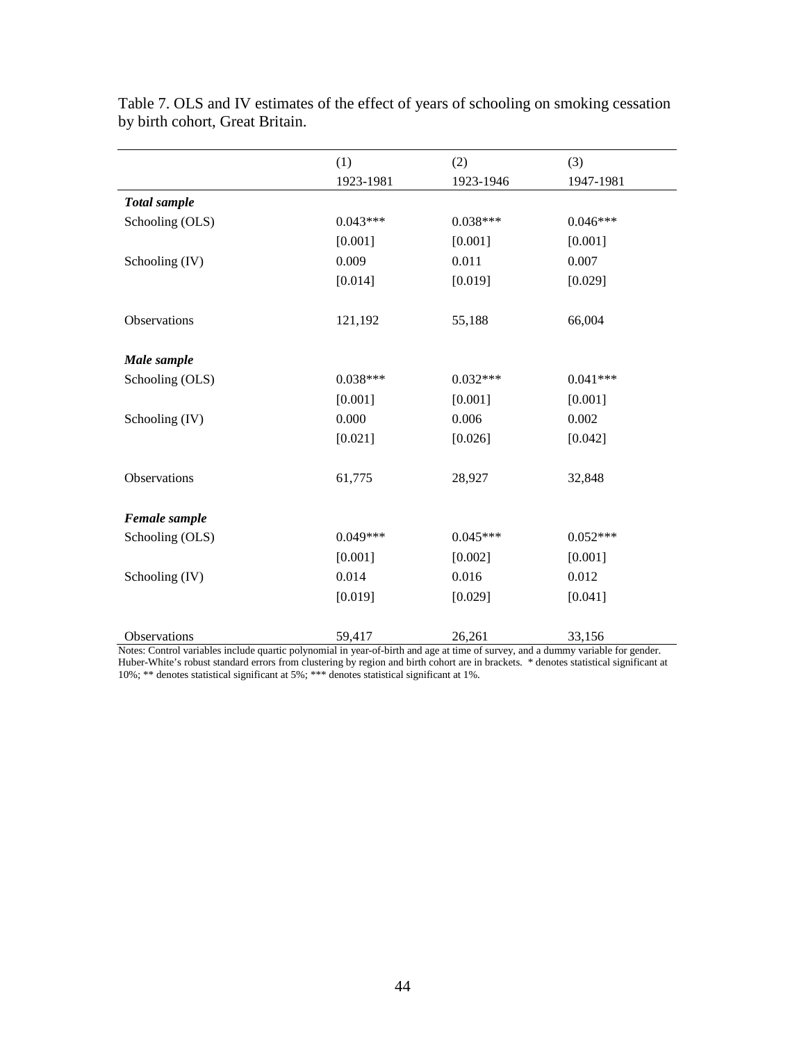Table 7. OLS and IV estimates of the effect of years of schooling on smoking cessation by birth cohort, Great Britain.

| | (1) | (2) | (3) |
|---|---|---|---|
| | 1923-1981 | 1923-1946 | 1947-1981 |
| ***Total sample*** | | | |
| Schooling (OLS) | 0.043*** | 0.038*** | 0.046*** |
| | [0.001] | [0.001] | [0.001] |
| Schooling (IV) | 0.009 | 0.011 | 0.007 |
| | [0.014] | [0.019] | [0.029] |
| Observations | 121,192 | 55,188 | 66,004 |
| ***Male sample*** | | | |
| Schooling (OLS) | 0.038*** | 0.032*** | 0.041*** |
| | [0.001] | [0.001] | [0.001] |
| Schooling (IV) | 0.000 | 0.006 | 0.002 |
| | [0.021] | [0.026] | [0.042] |
| Observations | 61,775 | 28,927 | 32,848 |
| ***Female sample*** | | | |
| Schooling (OLS) | 0.049*** | 0.045*** | 0.052*** |
| | [0.001] | [0.002] | [0.001] |
| Schooling (IV) | 0.014 | 0.016 | 0.012 |
| | [0.019] | [0.029] | [0.041] |
| Observations | 59,417 | 26,261 | 33,156 |

Notes: Control variables include quartic polynomial in year-of-birth and age at time of survey, and a dummy variable for gender. Huber-White's robust standard errors from clustering by region and birth cohort are in brackets. * denotes statistical significant at 10%; ** denotes statistical significant at 5%; *** denotes statistical significant at 1%.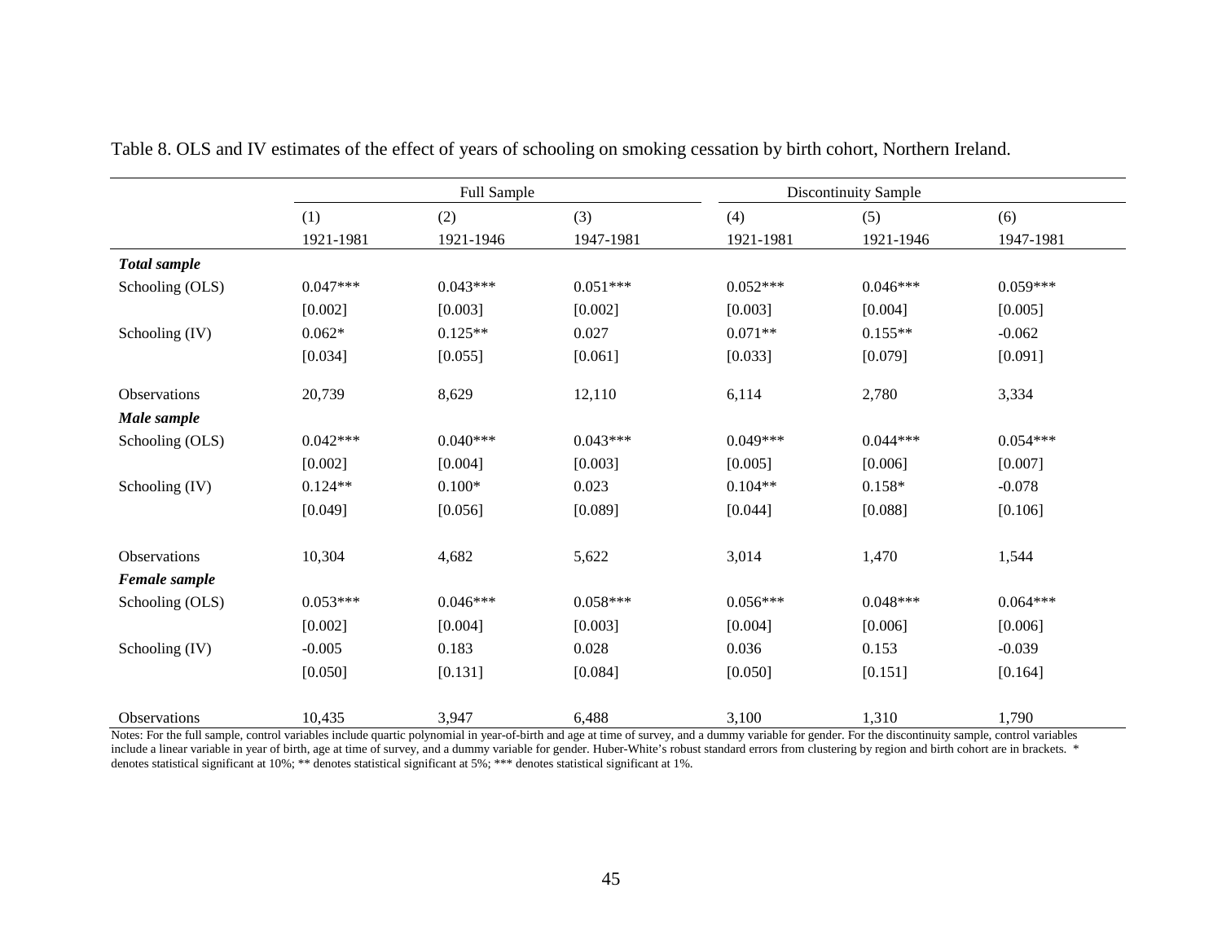Table 8. OLS and IV estimates of the effect of years of schooling on smoking cessation by birth cohort, Northern Ireland.

| | Full Sample | | | Discontinuity Sample | | |
|---|---|---|---|---|---|---|
| | (1) | (2) | (3) | (4) | (5) | (6) |
| | 1921-1981 | 1921-1946 | 1947-1981 | 1921-1981 | 1921-1946 | 1947-1981 |
| ***Total sample*** | | | | | | |
| Schooling (OLS) | 0.047*** | 0.043*** | 0.051*** | 0.052*** | 0.046*** | 0.059*** |
| | [0.002] | [0.003] | [0.002] | [0.003] | [0.004] | [0.005] |
| Schooling (IV) | 0.062* | 0.125** | 0.027 | 0.071** | 0.155** | -0.062 |
| | [0.034] | [0.055] | [0.061] | [0.033] | [0.079] | [0.091] |
| Observations | 20,739 | 8,629 | 12,110 | 6,114 | 2,780 | 3,334 |
| ***Male sample*** | | | | | | |
| Schooling (OLS) | 0.042*** | 0.040*** | 0.043*** | 0.049*** | 0.044*** | 0.054*** |
| | [0.002] | [0.004] | [0.003] | [0.005] | [0.006] | [0.007] |
| Schooling (IV) | 0.124** | 0.100* | 0.023 | 0.104** | 0.158* | -0.078 |
| | [0.049] | [0.056] | [0.089] | [0.044] | [0.088] | [0.106] |
| Observations | 10,304 | 4,682 | 5,622 | 3,014 | 1,470 | 1,544 |
| ***Female sample*** | | | | | | |
| Schooling (OLS) | 0.053*** | 0.046*** | 0.058*** | 0.056*** | 0.048*** | 0.064*** |
| | [0.002] | [0.004] | [0.003] | [0.004] | [0.006] | [0.006] |
| Schooling (IV) | -0.005 | 0.183 | 0.028 | 0.036 | 0.153 | -0.039 |
| | [0.050] | [0.131] | [0.084] | [0.050] | [0.151] | [0.164] |
| Observations | 10,435 | 3,947 | 6,488 | 3,100 | 1,310 | 1,790 |

Notes: For the full sample, control variables include quartic polynomial in year-of-birth and age at time of survey, and a dummy variable for gender. For the discontinuity sample, control variables include a linear variable in year of birth, age at time of survey, and a dummy variable for gender. Huber-White's robust standard errors from clustering by region and birth cohort are in brackets. * denotes statistical significant at 10%; ** denotes statistical significant at 5%; *** denotes statistical significant at 1%.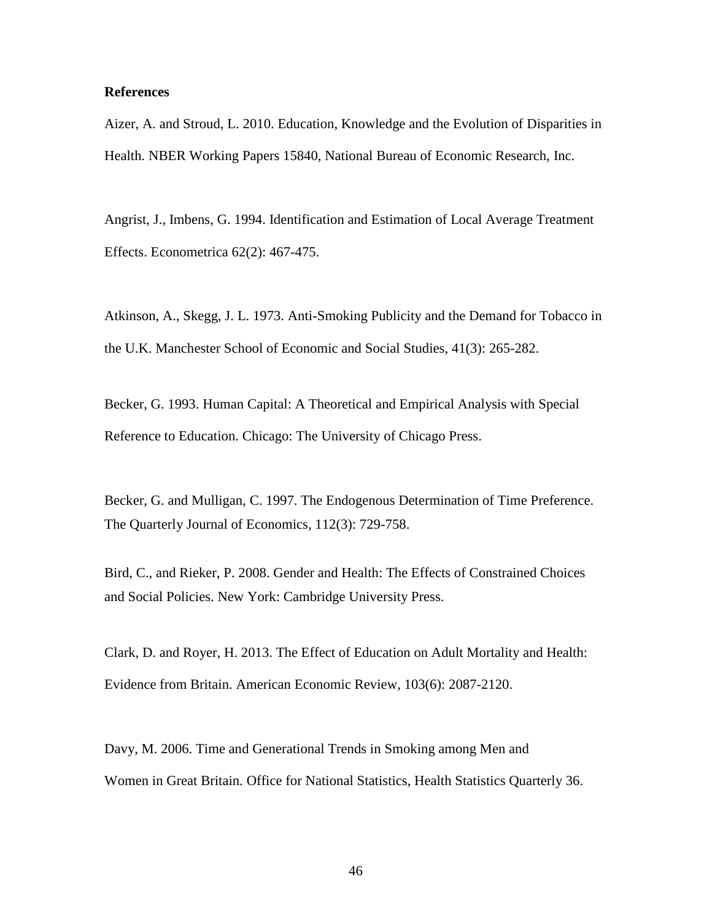**References**

Aizer, A. and Stroud, L. 2010. Education, Knowledge and the Evolution of Disparities in Health. NBER Working Papers 15840, National Bureau of Economic Research, Inc.

Angrist, J., Imbens, G. 1994. Identification and Estimation of Local Average Treatment Effects. Econometrica 62(2): 467-475.

Atkinson, A., Skegg, J. L. 1973. Anti-Smoking Publicity and the Demand for Tobacco in the U.K. Manchester School of Economic and Social Studies, 41(3): 265-282.

Becker, G. 1993. Human Capital: A Theoretical and Empirical Analysis with Special Reference to Education. Chicago: The University of Chicago Press.

Becker, G. and Mulligan, C. 1997. The Endogenous Determination of Time Preference. The Quarterly Journal of Economics, 112(3): 729-758.

Bird, C., and Rieker, P. 2008. Gender and Health: The Effects of Constrained Choices and Social Policies. New York: Cambridge University Press.

Clark, D. and Royer, H. 2013. The Effect of Education on Adult Mortality and Health: Evidence from Britain. American Economic Review, 103(6): 2087-2120.

Davy, M. 2006. Time and Generational Trends in Smoking among Men and Women in Great Britain. Office for National Statistics, Health Statistics Quarterly 36.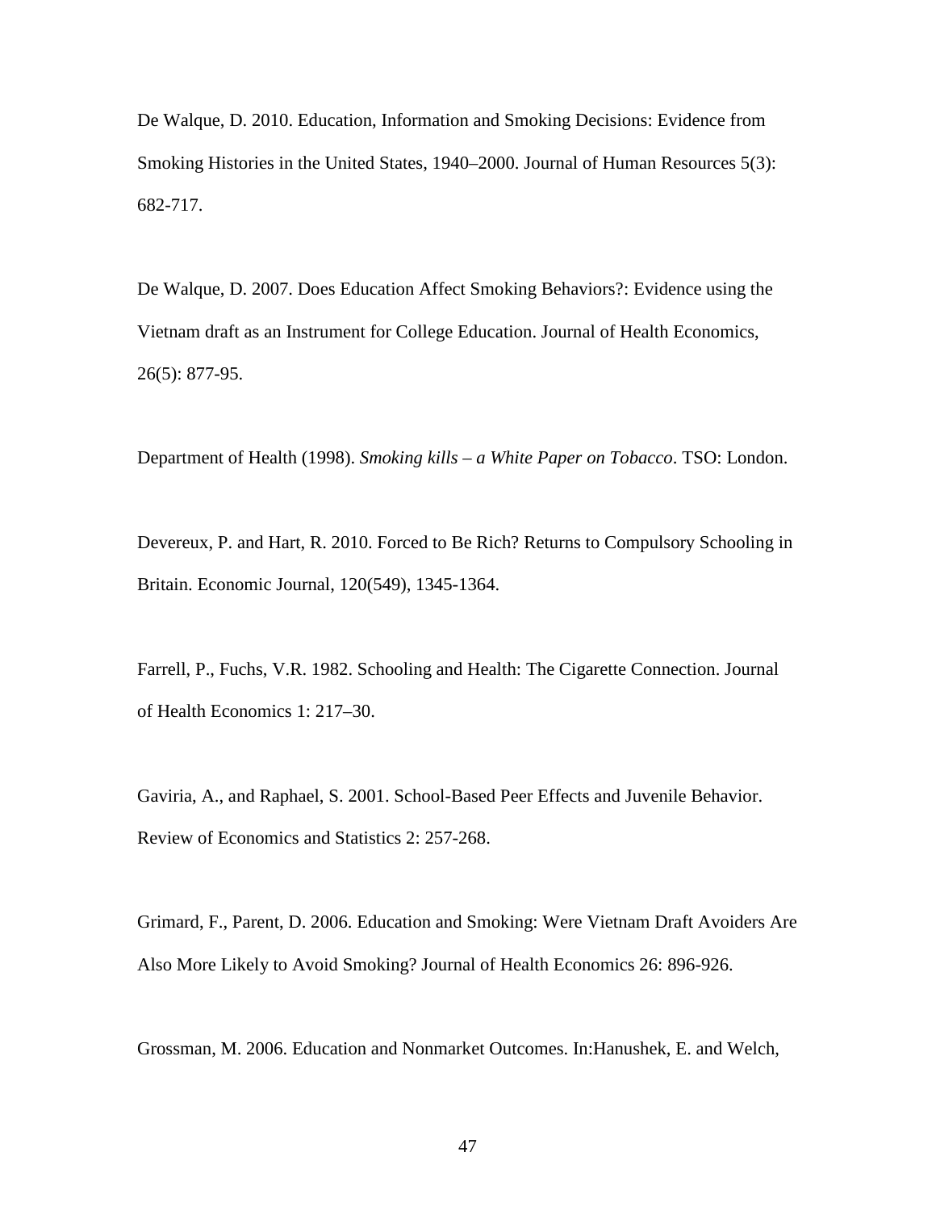De Walque, D. 2010. Education, Information and Smoking Decisions: Evidence from Smoking Histories in the United States, 1940–2000. Journal of Human Resources 5(3): 682-717.

De Walque, D. 2007. Does Education Affect Smoking Behaviors?: Evidence using the Vietnam draft as an Instrument for College Education. Journal of Health Economics, 26(5): 877-95.

Department of Health (1998). *Smoking kills – a White Paper on Tobacco*. TSO: London.

Devereux, P. and Hart, R. 2010. Forced to Be Rich? Returns to Compulsory Schooling in Britain. Economic Journal, 120(549), 1345-1364.

Farrell, P., Fuchs, V.R. 1982. Schooling and Health: The Cigarette Connection. Journal of Health Economics 1: 217–30.

Gaviria, A., and Raphael, S. 2001. School-Based Peer Effects and Juvenile Behavior. Review of Economics and Statistics 2: 257-268.

Grimard, F., Parent, D. 2006. Education and Smoking: Were Vietnam Draft Avoiders Are Also More Likely to Avoid Smoking? Journal of Health Economics 26: 896-926.

Grossman, M. 2006. Education and Nonmarket Outcomes. In:Hanushek, E. and Welch,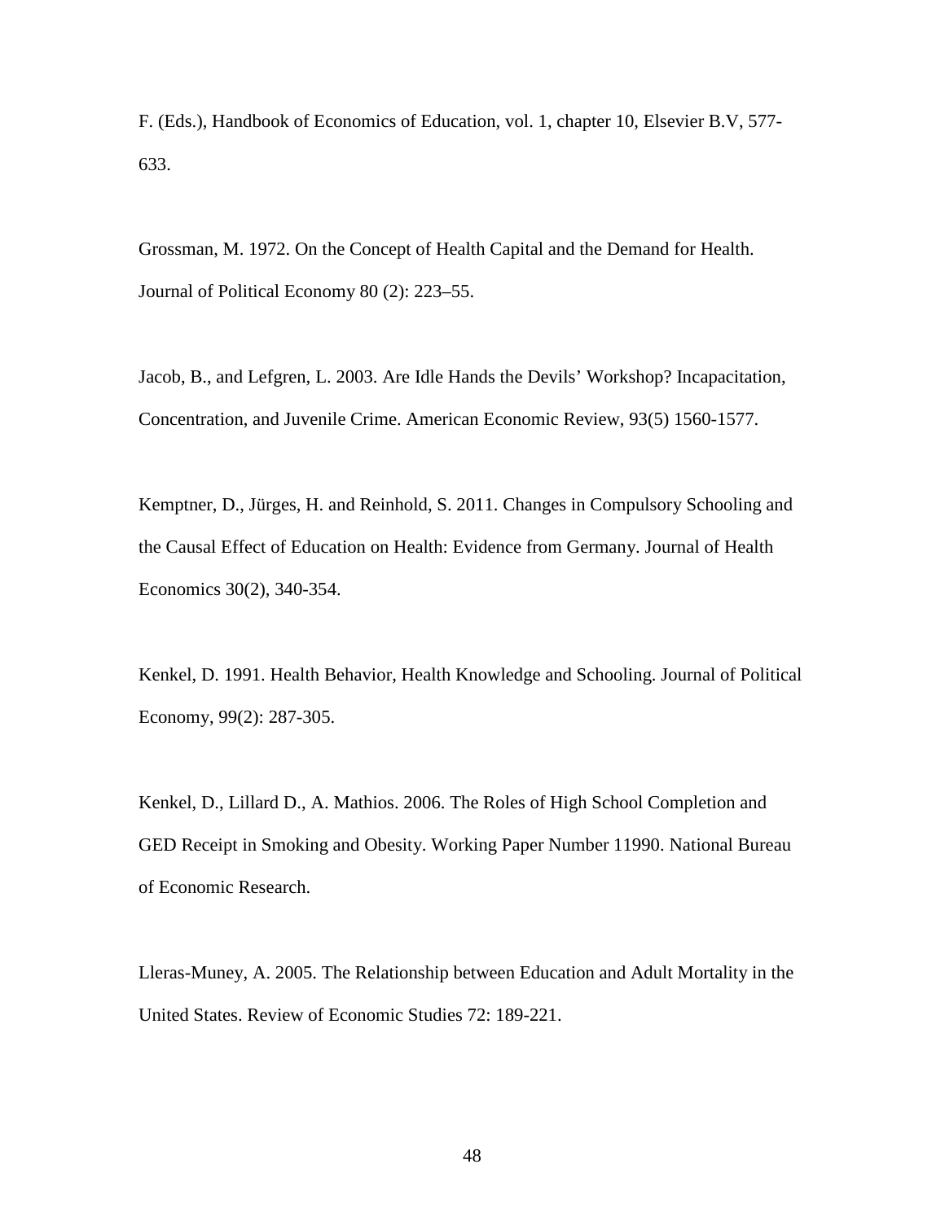F. (Eds.), Handbook of Economics of Education, vol. 1, chapter 10, Elsevier B.V, 577-633.

Grossman, M. 1972. On the Concept of Health Capital and the Demand for Health. Journal of Political Economy 80 (2): 223–55.

Jacob, B., and Lefgren, L. 2003. Are Idle Hands the Devils' Workshop? Incapacitation, Concentration, and Juvenile Crime. American Economic Review, 93(5) 1560-1577.

Kemptner, D., Jürges, H. and Reinhold, S. 2011. Changes in Compulsory Schooling and the Causal Effect of Education on Health: Evidence from Germany. Journal of Health Economics 30(2), 340-354.

Kenkel, D. 1991. Health Behavior, Health Knowledge and Schooling. Journal of Political Economy, 99(2): 287-305.

Kenkel, D., Lillard D., A. Mathios. 2006. The Roles of High School Completion and GED Receipt in Smoking and Obesity. Working Paper Number 11990. National Bureau of Economic Research.

Lleras-Muney, A. 2005. The Relationship between Education and Adult Mortality in the United States. Review of Economic Studies 72: 189-221.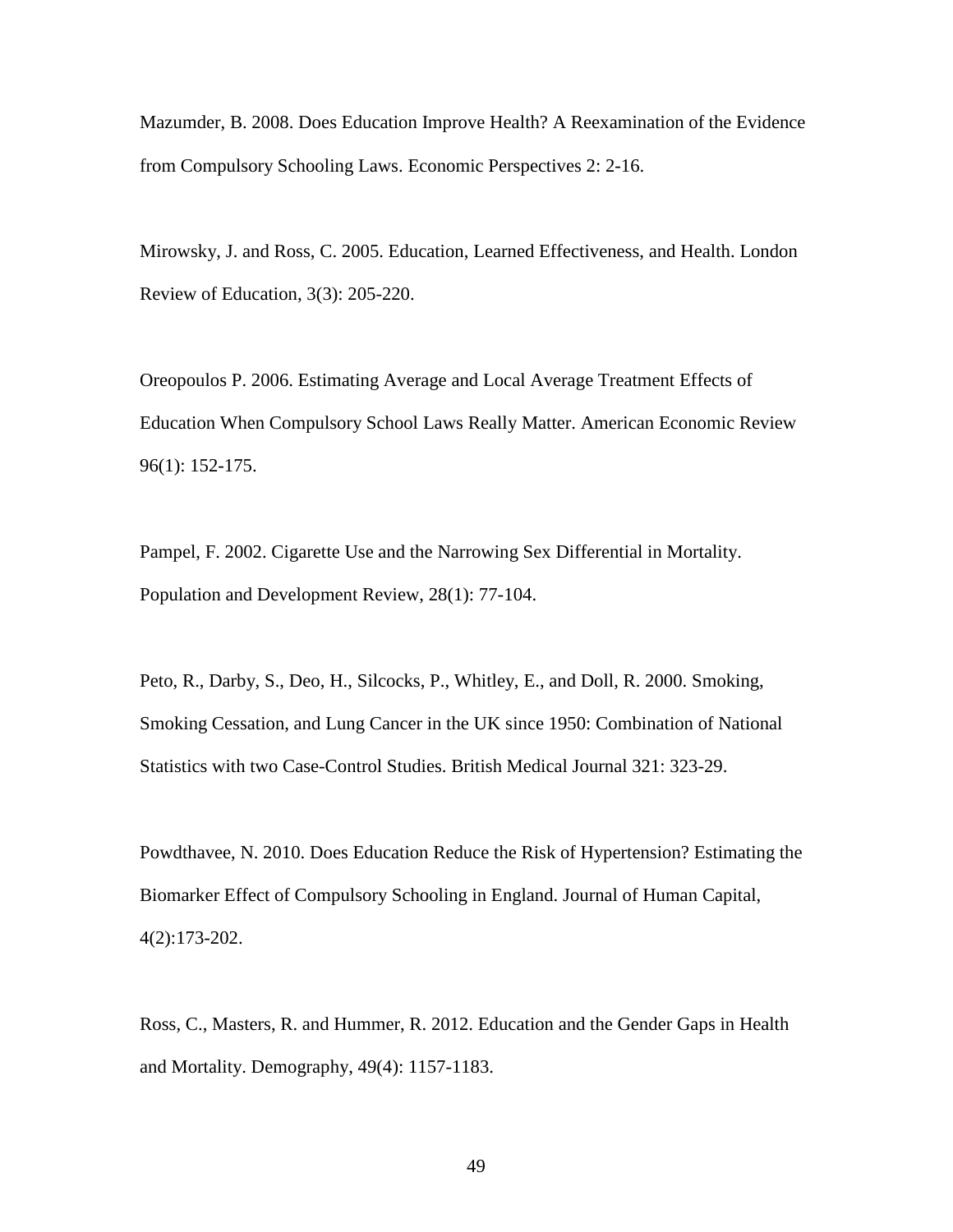Mazumder, B. 2008. Does Education Improve Health? A Reexamination of the Evidence from Compulsory Schooling Laws. Economic Perspectives 2: 2-16.

Mirowsky, J. and Ross, C. 2005. Education, Learned Effectiveness, and Health. London Review of Education, 3(3): 205-220.

Oreopoulos P. 2006. Estimating Average and Local Average Treatment Effects of Education When Compulsory School Laws Really Matter. American Economic Review 96(1): 152-175.

Pampel, F. 2002. Cigarette Use and the Narrowing Sex Differential in Mortality. Population and Development Review, 28(1): 77-104.

Peto, R., Darby, S., Deo, H., Silcocks, P., Whitley, E., and Doll, R. 2000. Smoking, Smoking Cessation, and Lung Cancer in the UK since 1950: Combination of National Statistics with two Case-Control Studies. British Medical Journal 321: 323-29.

Powdthavee, N. 2010. Does Education Reduce the Risk of Hypertension? Estimating the Biomarker Effect of Compulsory Schooling in England. Journal of Human Capital, 4(2):173-202.

Ross, C., Masters, R. and Hummer, R. 2012. Education and the Gender Gaps in Health and Mortality. Demography, 49(4): 1157-1183.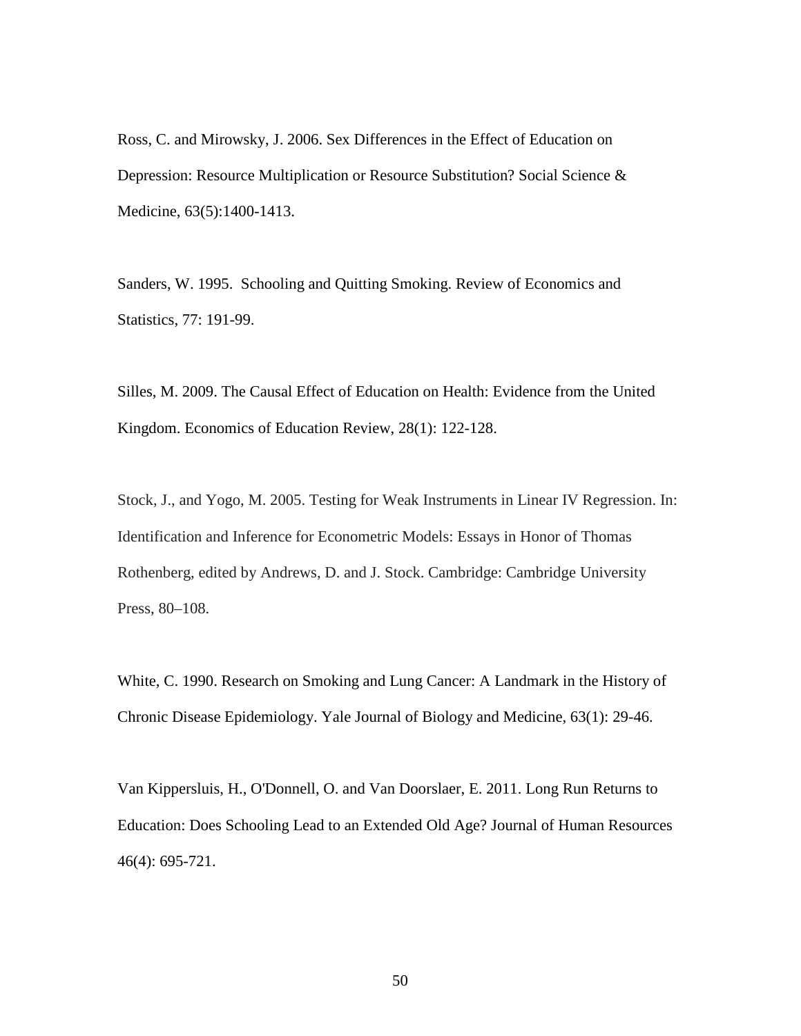Ross, C. and Mirowsky, J. 2006. Sex Differences in the Effect of Education on Depression: Resource Multiplication or Resource Substitution? Social Science & Medicine, 63(5):1400-1413.

Sanders, W. 1995. Schooling and Quitting Smoking. Review of Economics and Statistics, 77: 191-99.

Silles, M. 2009. The Causal Effect of Education on Health: Evidence from the United Kingdom. Economics of Education Review, 28(1): 122-128.

Stock, J., and Yogo, M. 2005. Testing for Weak Instruments in Linear IV Regression. In: Identification and Inference for Econometric Models: Essays in Honor of Thomas Rothenberg, edited by Andrews, D. and J. Stock. Cambridge: Cambridge University Press, 80–108.

White, C. 1990. Research on Smoking and Lung Cancer: A Landmark in the History of Chronic Disease Epidemiology. Yale Journal of Biology and Medicine, 63(1): 29-46.

Van Kippersluis, H., O'Donnell, O. and Van Doorslaer, E. 2011. Long Run Returns to Education: Does Schooling Lead to an Extended Old Age? Journal of Human Resources 46(4): 695-721.